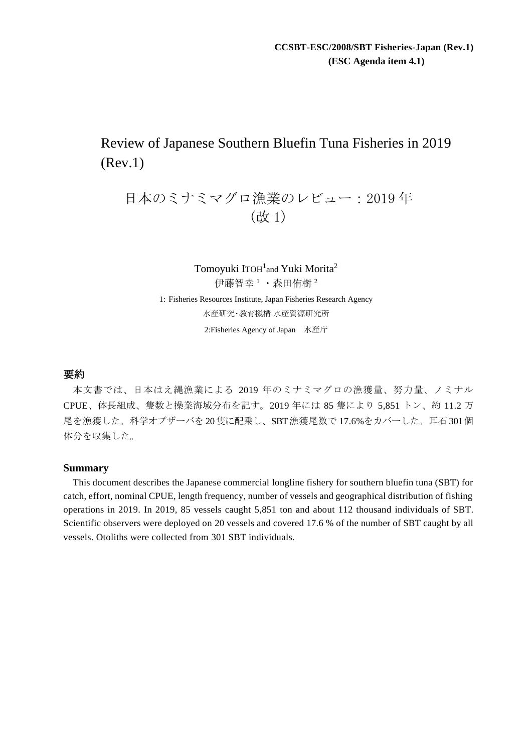**CCSBT-ESC/2008/SBT Fisheries-Japan (Rev.1)**
**(ESC Agenda item 4.1)**

# Review of Japanese Southern Bluefin Tuna Fisheries in 2019 (Rev.1)

# 日本のミナミマグロ漁業のレビュー：2019 年（改 1）

Tomoyuki ITOH[1] and Yuki Morita[2]

伊藤智幸[1]・森田侑樹[2]

1: Fisheries Resources Institute, Japan Fisheries Research Agency

水産研究･教育機構 水産資源研究所

2:Fisheries Agency of Japan　水産庁

## 要約

本文書では、日本はえ縄漁業による 2019 年のミナミマグロの漁獲量、努力量、ノミナル CPUE、体長組成、隻数と操業海域分布を記す。2019 年には 85 隻により 5,851 トン、約 11.2 万尾を漁獲した。科学オブザーバを 20 隻に配乗し、SBT 漁獲尾数で 17.6%をカバーした。耳石 301 個体分を収集した。

## Summary

This document describes the Japanese commercial longline fishery for southern bluefin tuna (SBT) for catch, effort, nominal CPUE, length frequency, number of vessels and geographical distribution of fishing operations in 2019. In 2019, 85 vessels caught 5,851 ton and about 112 thousand individuals of SBT. Scientific observers were deployed on 20 vessels and covered 17.6 % of the number of SBT caught by all vessels. Otoliths were collected from 301 SBT individuals.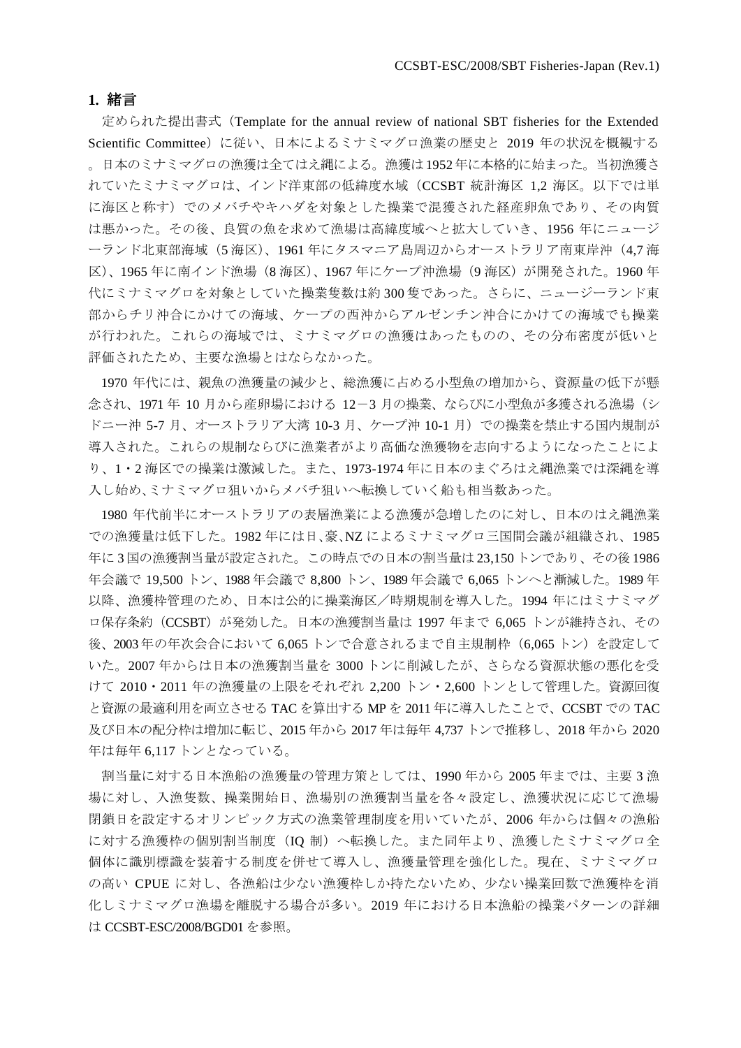## 1. 緒言

定められた提出書式（Template for the annual review of national SBT fisheries for the Extended Scientific Committee）に従い、日本によるミナミマグロ漁業の歴史と 2019 年の状況を概観する。日本のミナミマグロの漁獲は全てはえ縄による。漁獲は1952年に本格的に始まった。当初漁獲されていたミナミマグロは、インド洋東部の低緯度水域（CCSBT 統計海区 1,2 海区。以下では単に海区と称す）でのメバチやキハダを対象とした操業で混獲された経産卵魚であり、その肉質は悪かった。その後、良質の魚を求めて漁場は高緯度域へと拡大していき、1956 年にニュージーランド北東部海域（5 海区）、1961 年にタスマニア島周辺からオーストラリア南東岸沖（4,7 海区）、1965 年に南インド漁場（8 海区）、1967 年にケープ沖漁場（9 海区）が開発された。1960 年代にミナミマグロを対象としていた操業隻数は約 300 隻であった。さらに、ニュージーランド東部からチリ沖合にかけての海域、ケープの西沖からアルゼンチン沖合にかけての海域でも操業が行われた。これらの海域では、ミナミマグロの漁獲はあったものの、その分布密度が低いと評価されたため、主要な漁場とはならなかった。

1970 年代には、親魚の漁獲量の減少と、総漁獲に占める小型魚の増加から、資源量の低下が懸念され、1971 年 10 月から産卵場における 12－3 月の操業、ならびに小型魚が多獲される漁場（シドニー沖 5-7 月、オーストラリア大湾 10-3 月、ケープ沖 10-1 月）での操業を禁止する国内規制が導入された。これらの規制ならびに漁業者がより高価な漁獲物を志向するようになったことにより、1・2 海区での操業は激減した。また、1973-1974 年に日本のまぐろはえ縄漁業では深縄を導入し始め､ミナミマグロ狙いからメバチ狙いへ転換していく船も相当数あった。

1980 年代前半にオーストラリアの表層漁業による漁獲が急増したのに対し、日本のはえ縄漁業での漁獲量は低下した。1982 年には日､豪､NZ によるミナミマグロ三国間会議が組織され、1985 年に3国の漁獲割当量が設定された。この時点での日本の割当量は23,150 トンであり、その後 1986 年会議で 19,500 トン、1988 年会議で 8,800 トン、1989 年会議で 6,065 トンへと漸減した。1989 年以降、漁獲枠管理のため、日本は公的に操業海区／時期規制を導入した。1994 年にはミナミマグロ保存条約（CCSBT）が発効した。日本の漁獲割当量は 1997 年まで 6,065 トンが維持され、その後、2003 年の年次会合において 6,065 トンで合意されるまで自主規制枠（6,065 トン）を設定していた。2007 年からは日本の漁獲割当量を 3000 トンに削減したが、さらなる資源状態の悪化を受けて 2010・2011 年の漁獲量の上限をそれぞれ 2,200 トン・2,600 トンとして管理した。資源回復と資源の最適利用を両立させる TAC を算出する MP を 2011 年に導入したことで、CCSBT での TAC 及び日本の配分枠は増加に転じ、2015 年から 2017 年は毎年 4,737 トンで推移し、2018 年から 2020 年は毎年 6,117 トンとなっている。

割当量に対する日本漁船の漁獲量の管理方策としては、1990 年から 2005 年までは、主要 3 漁場に対し、入漁隻数、操業開始日、漁場別の漁獲割当量を各々設定し、漁獲状況に応じて漁場閉鎖日を設定するオリンピック方式の漁業管理制度を用いていたが、2006 年からは個々の漁船に対する漁獲枠の個別割当制度（IQ 制）へ転換した。また同年より、漁獲したミナミマグロ全個体に識別標識を装着する制度を併せて導入し、漁獲量管理を強化した。現在、ミナミマグロの高い CPUE に対し、各漁船は少ない漁獲枠しか持たないため、少ない操業回数で漁獲枠を消化しミナミマグロ漁場を離脱する場合が多い。2019 年における日本漁船の操業パターンの詳細は CCSBT-ESC/2008/BGD01 を参照。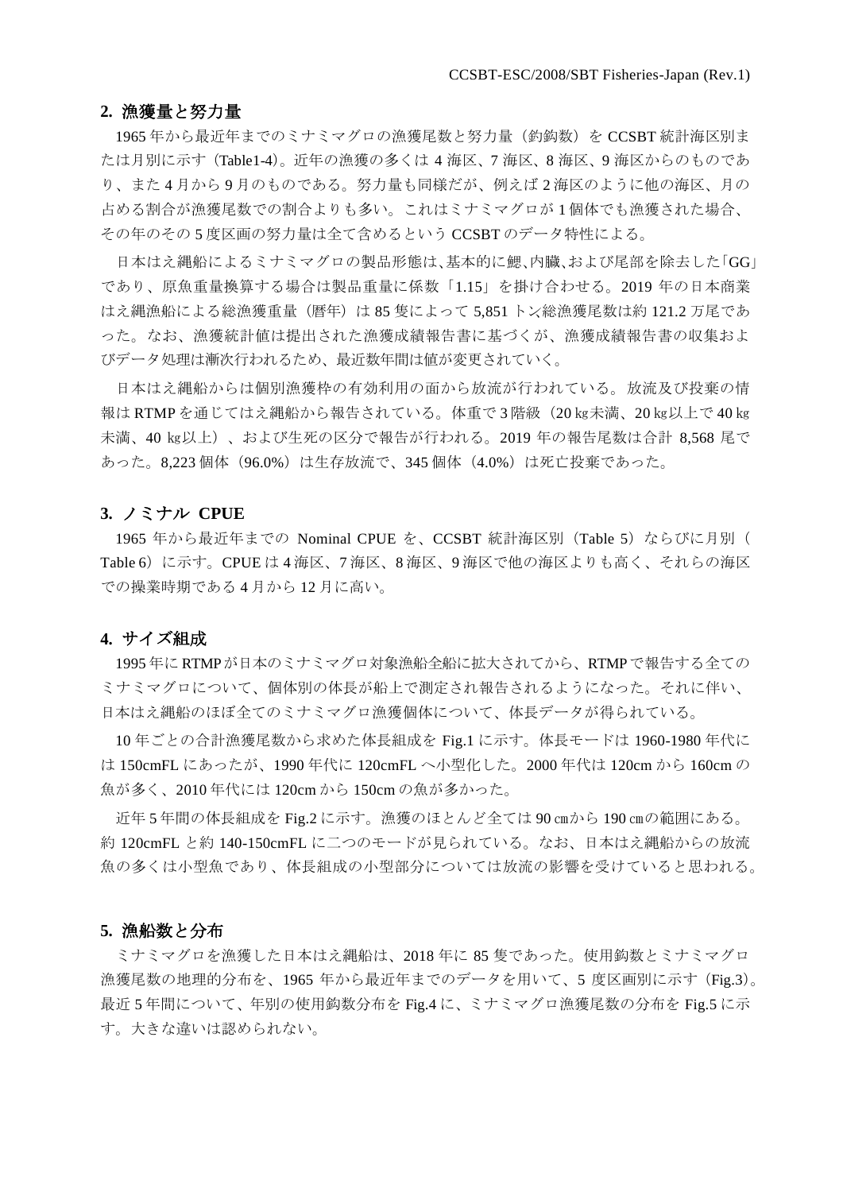## 2. 漁獲量と努力量

1965 年から最近年までのミナミマグロの漁獲尾数と努力量（釣鈎数）を CCSBT 統計海区別または月別に示す（Table1-4）。近年の漁獲の多くは 4 海区、7 海区、8 海区、9 海区からのものであり、また 4 月から 9 月のものである。努力量も同様だが、例えば 2 海区のように他の海区、月の占める割合が漁獲尾数での割合よりも多い。これはミナミマグロが 1 個体でも漁獲された場合、その年のその 5 度区画の努力量は全て含めるという CCSBT のデータ特性による。

日本はえ縄船によるミナミマグロの製品形態は、基本的に鰓、内臓、および尾部を除去した「GG」であり、原魚重量換算する場合は製品重量に係数「1.15」を掛け合わせる。2019 年の日本商業はえ縄漁船による総漁獲重量（暦年）は 85 隻によって 5,851 トン総漁獲尾数は約 121.2 万尾であった。なお、漁獲統計値は提出された漁獲成績報告書に基づくが、漁獲成績報告書の収集およびデータ処理は漸次行われるため、最近数年間は値が変更されていく。

日本はえ縄船からは個別漁獲枠の有効利用の面から放流が行われている。放流及び投棄の情報は RTMP を通じてはえ縄船から報告されている。体重で 3 階級（20 ㎏未満、20 ㎏以上で 40 ㎏未満、40 ㎏以上）、および生死の区分で報告が行われる。2019 年の報告尾数は合計 8,568 尾であった。8,223 個体（96.0%）は生存放流で、345 個体（4.0%）は死亡投棄であった。

## 3. ノミナル CPUE

1965 年から最近年までの Nominal CPUE を、CCSBT 統計海区別（Table 5）ならびに月別（Table 6）に示す。CPUE は 4 海区、7 海区、8 海区、9 海区で他の海区よりも高く、それらの海区での操業時期である 4 月から 12 月に高い。

## 4. サイズ組成

1995 年に RTMP が日本のミナミマグロ対象漁船全船に拡大されてから、RTMP で報告する全てのミナミマグロについて、個体別の体長が船上で測定され報告されるようになった。それに伴い、日本はえ縄船のほぼ全てのミナミマグロ漁獲個体について、体長データが得られている。

10 年ごとの合計漁獲尾数から求めた体長組成を Fig.1 に示す。体長モードは 1960-1980 年代には 150cmFL にあったが、1990 年代に 120cmFL へ小型化した。2000 年代は 120cm から 160cm の魚が多く、2010 年代には 120cm から 150cm の魚が多かった。

近年 5 年間の体長組成を Fig.2 に示す。漁獲のほとんど全ては 90 ㎝から 190 ㎝の範囲にある。約 120cmFL と約 140-150cmFL に二つのモードが見られている。なお、日本はえ縄船からの放流魚の多くは小型魚であり、体長組成の小型部分については放流の影響を受けていると思われる。

## 5. 漁船数と分布

ミナミマグロを漁獲した日本はえ縄船は、2018 年に 85 隻であった。使用鈎数とミナミマグロ漁獲尾数の地理的分布を、1965 年から最近年までのデータを用いて、5 度区画別に示す（Fig.3）。最近 5 年間について、年別の使用鈎数分布を Fig.4 に、ミナミマグロ漁獲尾数の分布を Fig.5 に示す。大きな違いは認められない。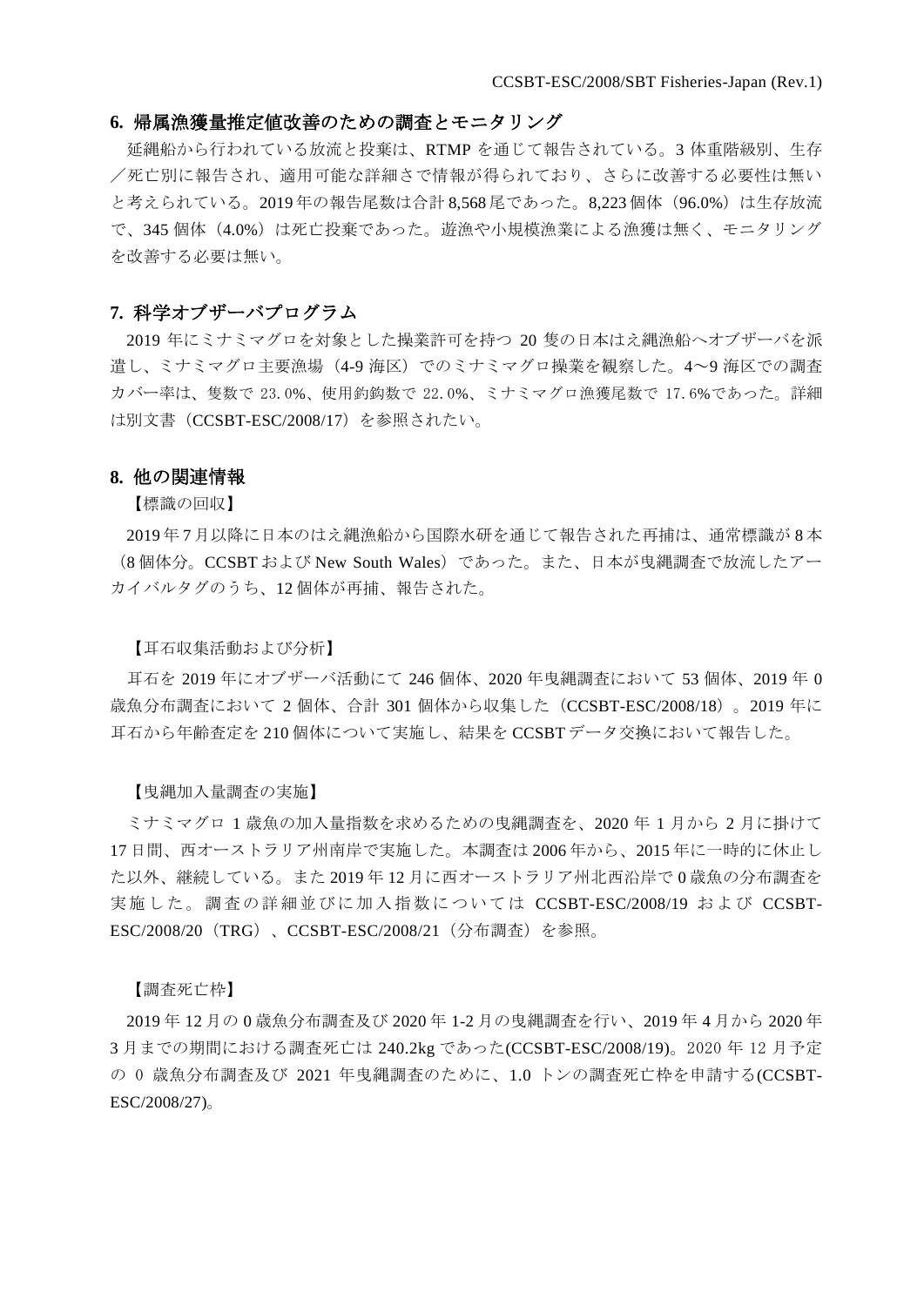## 6. 帰属漁獲量推定値改善のための調査とモニタリング

延縄船から行われている放流と投棄は、RTMP を通じて報告されている。3 体重階級別、生存／死亡別に報告され、適用可能な詳細さで情報が得られており、さらに改善する必要性は無いと考えられている。2019 年の報告尾数は合計 8,568 尾であった。8,223 個体（96.0%）は生存放流で、345 個体（4.0%）は死亡投棄であった。遊漁や小規模漁業による漁獲は無く、モニタリングを改善する必要は無い。

## 7. 科学オブザーバプログラム

2019 年にミナミマグロを対象とした操業許可を持つ 20 隻の日本はえ縄漁船へオブザーバを派遣し、ミナミマグロ主要漁場（4-9 海区）でのミナミマグロ操業を観察した。4〜9 海区での調査カバー率は、隻数で 23.0%、使用釣鈎数で 22.0%、ミナミマグロ漁獲尾数で 17.6%であった。詳細は別文書（CCSBT-ESC/2008/17）を参照されたい。

## 8. 他の関連情報

【標識の回収】

2019 年 7 月以降に日本のはえ縄漁船から国際水研を通じて報告された再捕は、通常標識が 8 本（8 個体分。CCSBT および New South Wales）であった。また、日本が曳縄調査で放流したアーカイバルタグのうち、12 個体が再捕、報告された。

【耳石収集活動および分析】

耳石を 2019 年にオブザーバ活動にて 246 個体、2020 年曳縄調査において 53 個体、2019 年 0 歳魚分布調査において 2 個体、合計 301 個体から収集した（CCSBT-ESC/2008/18）。2019 年に耳石から年齢査定を 210 個体について実施し、結果を CCSBT データ交換において報告した。

【曳縄加入量調査の実施】

ミナミマグロ 1 歳魚の加入量指数を求めるための曳縄調査を、2020 年 1 月から 2 月に掛けて 17 日間、西オーストラリア州南岸で実施した。本調査は 2006 年から、2015 年に一時的に休止した以外、継続している。また 2019 年 12 月に西オーストラリア州北西沿岸で 0 歳魚の分布調査を実施した。調査の詳細並びに加入指数については CCSBT-ESC/2008/19 および CCSBT-ESC/2008/20（TRG）、CCSBT-ESC/2008/21（分布調査）を参照。

【調査死亡枠】

2019 年 12 月の 0 歳魚分布調査及び 2020 年 1-2 月の曳縄調査を行い、2019 年 4 月から 2020 年 3 月までの期間における調査死亡は 240.2kg であった(CCSBT-ESC/2008/19)。2020 年 12 月予定の 0 歳魚分布調査及び 2021 年曳縄調査のために、1.0 トンの調査死亡枠を申請する(CCSBT-ESC/2008/27)。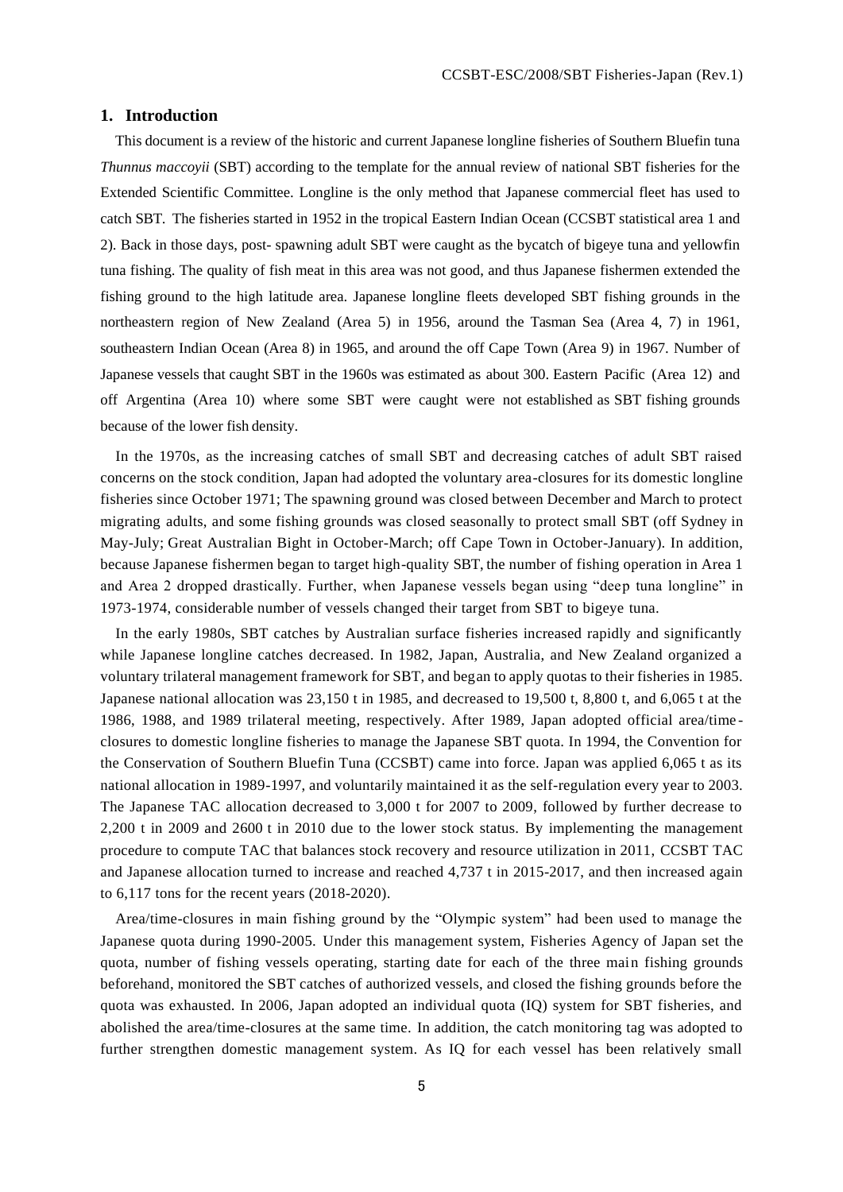## 1. Introduction

This document is a review of the historic and current Japanese longline fisheries of Southern Bluefin tuna *Thunnus maccoyii* (SBT) according to the template for the annual review of national SBT fisheries for the Extended Scientific Committee. Longline is the only method that Japanese commercial fleet has used to catch SBT. The fisheries started in 1952 in the tropical Eastern Indian Ocean (CCSBT statistical area 1 and 2). Back in those days, post- spawning adult SBT were caught as the bycatch of bigeye tuna and yellowfin tuna fishing. The quality of fish meat in this area was not good, and thus Japanese fishermen extended the fishing ground to the high latitude area. Japanese longline fleets developed SBT fishing grounds in the northeastern region of New Zealand (Area 5) in 1956, around the Tasman Sea (Area 4, 7) in 1961, southeastern Indian Ocean (Area 8) in 1965, and around the off Cape Town (Area 9) in 1967. Number of Japanese vessels that caught SBT in the 1960s was estimated as about 300. Eastern Pacific (Area 12) and off Argentina (Area 10) where some SBT were caught were not established as SBT fishing grounds because of the lower fish density.

In the 1970s, as the increasing catches of small SBT and decreasing catches of adult SBT raised concerns on the stock condition, Japan had adopted the voluntary area-closures for its domestic longline fisheries since October 1971; The spawning ground was closed between December and March to protect migrating adults, and some fishing grounds was closed seasonally to protect small SBT (off Sydney in May-July; Great Australian Bight in October-March; off Cape Town in October-January). In addition, because Japanese fishermen began to target high-quality SBT, the number of fishing operation in Area 1 and Area 2 dropped drastically. Further, when Japanese vessels began using "deep tuna longline" in 1973-1974, considerable number of vessels changed their target from SBT to bigeye tuna.

In the early 1980s, SBT catches by Australian surface fisheries increased rapidly and significantly while Japanese longline catches decreased. In 1982, Japan, Australia, and New Zealand organized a voluntary trilateral management framework for SBT, and began to apply quotas to their fisheries in 1985. Japanese national allocation was 23,150 t in 1985, and decreased to 19,500 t, 8,800 t, and 6,065 t at the 1986, 1988, and 1989 trilateral meeting, respectively. After 1989, Japan adopted official area/time-closures to domestic longline fisheries to manage the Japanese SBT quota. In 1994, the Convention for the Conservation of Southern Bluefin Tuna (CCSBT) came into force. Japan was applied 6,065 t as its national allocation in 1989-1997, and voluntarily maintained it as the self-regulation every year to 2003. The Japanese TAC allocation decreased to 3,000 t for 2007 to 2009, followed by further decrease to 2,200 t in 2009 and 2600 t in 2010 due to the lower stock status. By implementing the management procedure to compute TAC that balances stock recovery and resource utilization in 2011, CCSBT TAC and Japanese allocation turned to increase and reached 4,737 t in 2015-2017, and then increased again to 6,117 tons for the recent years (2018-2020).

Area/time-closures in main fishing ground by the "Olympic system" had been used to manage the Japanese quota during 1990-2005. Under this management system, Fisheries Agency of Japan set the quota, number of fishing vessels operating, starting date for each of the three main fishing grounds beforehand, monitored the SBT catches of authorized vessels, and closed the fishing grounds before the quota was exhausted. In 2006, Japan adopted an individual quota (IQ) system for SBT fisheries, and abolished the area/time-closures at the same time. In addition, the catch monitoring tag was adopted to further strengthen domestic management system. As IQ for each vessel has been relatively small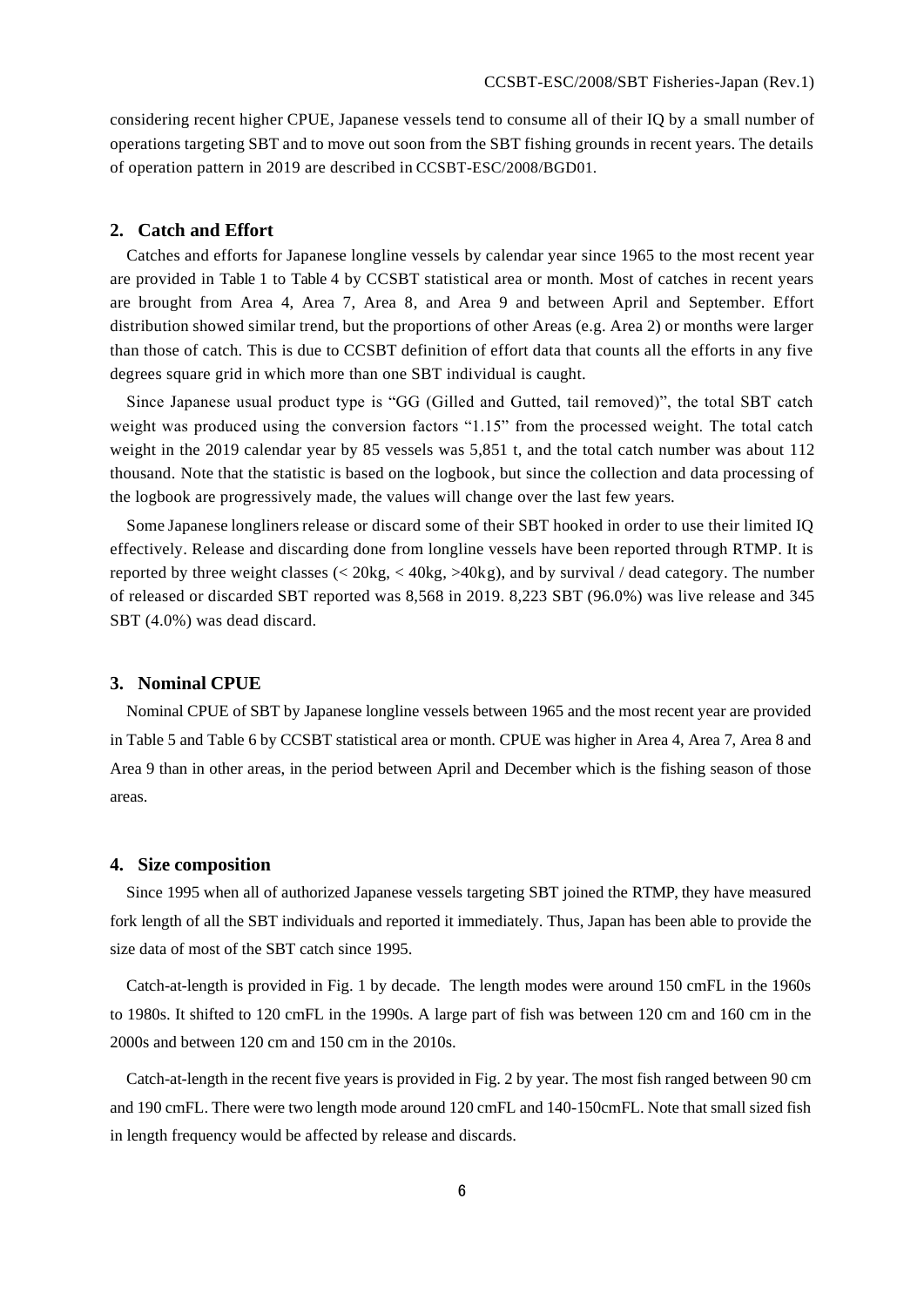considering recent higher CPUE, Japanese vessels tend to consume all of their IQ by a small number of operations targeting SBT and to move out soon from the SBT fishing grounds in recent years. The details of operation pattern in 2019 are described in CCSBT-ESC/2008/BGD01.

## 2. Catch and Effort

Catches and efforts for Japanese longline vessels by calendar year since 1965 to the most recent year are provided in Table 1 to Table 4 by CCSBT statistical area or month. Most of catches in recent years are brought from Area 4, Area 7, Area 8, and Area 9 and between April and September. Effort distribution showed similar trend, but the proportions of other Areas (e.g. Area 2) or months were larger than those of catch. This is due to CCSBT definition of effort data that counts all the efforts in any five degrees square grid in which more than one SBT individual is caught.

Since Japanese usual product type is "GG (Gilled and Gutted, tail removed)", the total SBT catch weight was produced using the conversion factors "1.15" from the processed weight. The total catch weight in the 2019 calendar year by 85 vessels was 5,851 t, and the total catch number was about 112 thousand. Note that the statistic is based on the logbook, but since the collection and data processing of the logbook are progressively made, the values will change over the last few years.

Some Japanese longliners release or discard some of their SBT hooked in order to use their limited IQ effectively. Release and discarding done from longline vessels have been reported through RTMP. It is reported by three weight classes (< 20kg, < 40kg, >40kg), and by survival / dead category. The number of released or discarded SBT reported was 8,568 in 2019. 8,223 SBT (96.0%) was live release and 345 SBT (4.0%) was dead discard.

## 3. Nominal CPUE

Nominal CPUE of SBT by Japanese longline vessels between 1965 and the most recent year are provided in Table 5 and Table 6 by CCSBT statistical area or month. CPUE was higher in Area 4, Area 7, Area 8 and Area 9 than in other areas, in the period between April and December which is the fishing season of those areas.

## 4. Size composition

Since 1995 when all of authorized Japanese vessels targeting SBT joined the RTMP, they have measured fork length of all the SBT individuals and reported it immediately. Thus, Japan has been able to provide the size data of most of the SBT catch since 1995.

Catch-at-length is provided in Fig. 1 by decade. The length modes were around 150 cmFL in the 1960s to 1980s. It shifted to 120 cmFL in the 1990s. A large part of fish was between 120 cm and 160 cm in the 2000s and between 120 cm and 150 cm in the 2010s.

Catch-at-length in the recent five years is provided in Fig. 2 by year. The most fish ranged between 90 cm and 190 cmFL. There were two length mode around 120 cmFL and 140-150cmFL. Note that small sized fish in length frequency would be affected by release and discards.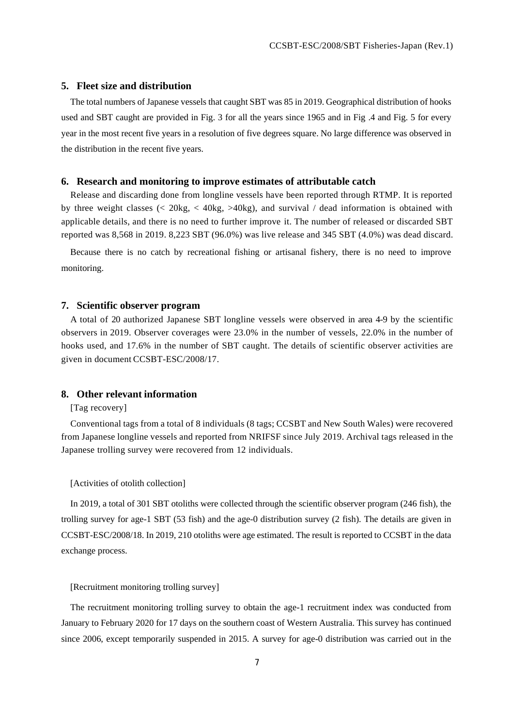## 5. Fleet size and distribution

The total numbers of Japanese vessels that caught SBT was 85 in 2019. Geographical distribution of hooks used and SBT caught are provided in Fig. 3 for all the years since 1965 and in Fig .4 and Fig. 5 for every year in the most recent five years in a resolution of five degrees square. No large difference was observed in the distribution in the recent five years.

## 6. Research and monitoring to improve estimates of attributable catch

Release and discarding done from longline vessels have been reported through RTMP. It is reported by three weight classes (< 20kg, < 40kg, >40kg), and survival / dead information is obtained with applicable details, and there is no need to further improve it. The number of released or discarded SBT reported was 8,568 in 2019. 8,223 SBT (96.0%) was live release and 345 SBT (4.0%) was dead discard.

Because there is no catch by recreational fishing or artisanal fishery, there is no need to improve monitoring.

## 7. Scientific observer program

A total of 20 authorized Japanese SBT longline vessels were observed in area 4-9 by the scientific observers in 2019. Observer coverages were 23.0% in the number of vessels, 22.0% in the number of hooks used, and 17.6% in the number of SBT caught. The details of scientific observer activities are given in document CCSBT-ESC/2008/17.

## 8. Other relevant information

[Tag recovery]

Conventional tags from a total of 8 individuals (8 tags; CCSBT and New South Wales) were recovered from Japanese longline vessels and reported from NRIFSF since July 2019. Archival tags released in the Japanese trolling survey were recovered from 12 individuals.

[Activities of otolith collection]

In 2019, a total of 301 SBT otoliths were collected through the scientific observer program (246 fish), the trolling survey for age-1 SBT (53 fish) and the age-0 distribution survey (2 fish). The details are given in CCSBT-ESC/2008/18. In 2019, 210 otoliths were age estimated. The result is reported to CCSBT in the data exchange process.

[Recruitment monitoring trolling survey]

The recruitment monitoring trolling survey to obtain the age-1 recruitment index was conducted from January to February 2020 for 17 days on the southern coast of Western Australia. This survey has continued since 2006, except temporarily suspended in 2015. A survey for age-0 distribution was carried out in the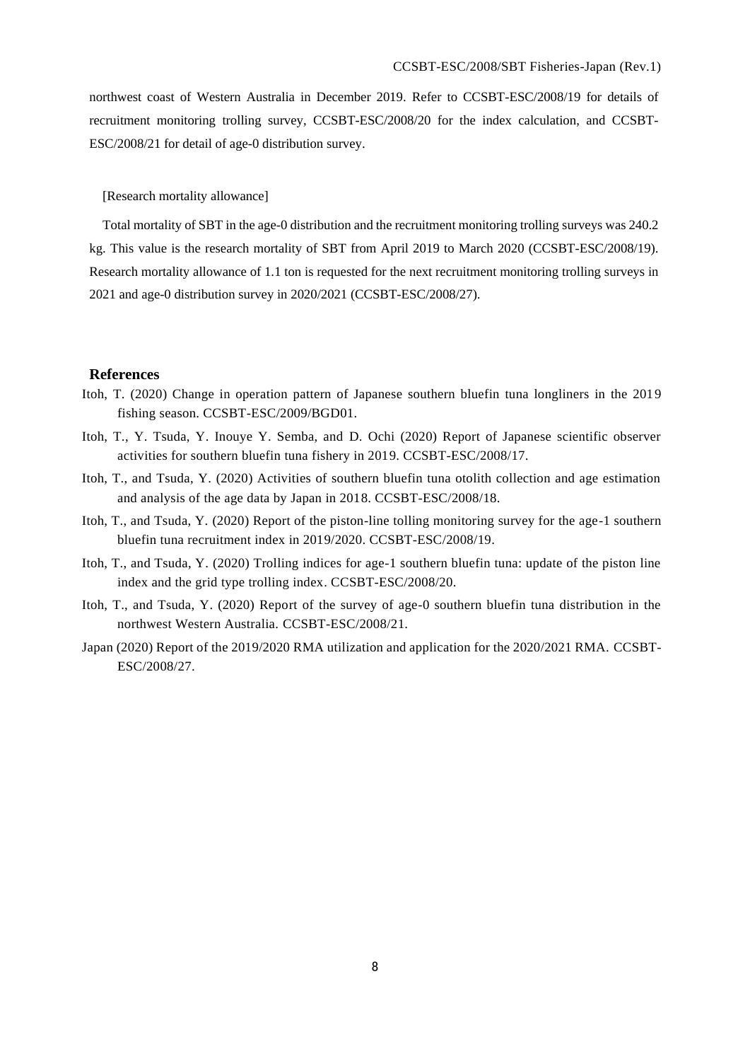northwest coast of Western Australia in December 2019. Refer to CCSBT-ESC/2008/19 for details of recruitment monitoring trolling survey, CCSBT-ESC/2008/20 for the index calculation, and CCSBT-ESC/2008/21 for detail of age-0 distribution survey.

[Research mortality allowance]

Total mortality of SBT in the age-0 distribution and the recruitment monitoring trolling surveys was 240.2 kg. This value is the research mortality of SBT from April 2019 to March 2020 (CCSBT-ESC/2008/19). Research mortality allowance of 1.1 ton is requested for the next recruitment monitoring trolling surveys in 2021 and age-0 distribution survey in 2020/2021 (CCSBT-ESC/2008/27).

## References

Itoh, T. (2020) Change in operation pattern of Japanese southern bluefin tuna longliners in the 2019 fishing season. CCSBT-ESC/2009/BGD01.

Itoh, T., Y. Tsuda, Y. Inouye Y. Semba, and D. Ochi (2020) Report of Japanese scientific observer activities for southern bluefin tuna fishery in 2019. CCSBT-ESC/2008/17.

Itoh, T., and Tsuda, Y. (2020) Activities of southern bluefin tuna otolith collection and age estimation and analysis of the age data by Japan in 2018. CCSBT-ESC/2008/18.

Itoh, T., and Tsuda, Y. (2020) Report of the piston-line tolling monitoring survey for the age-1 southern bluefin tuna recruitment index in 2019/2020. CCSBT-ESC/2008/19.

Itoh, T., and Tsuda, Y. (2020) Trolling indices for age-1 southern bluefin tuna: update of the piston line index and the grid type trolling index. CCSBT-ESC/2008/20.

Itoh, T., and Tsuda, Y. (2020) Report of the survey of age-0 southern bluefin tuna distribution in the northwest Western Australia. CCSBT-ESC/2008/21.

Japan (2020) Report of the 2019/2020 RMA utilization and application for the 2020/2021 RMA. CCSBT-ESC/2008/27.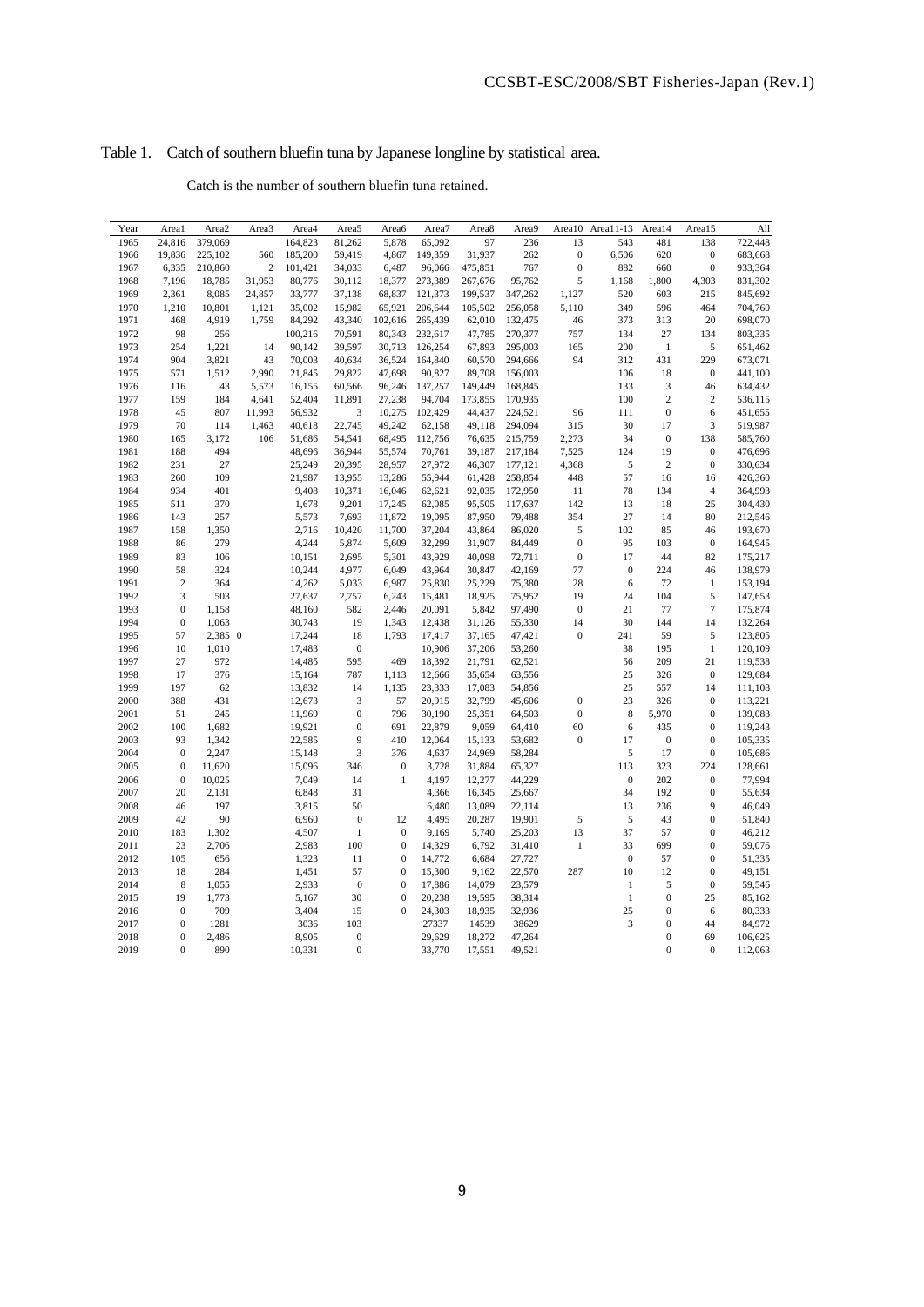Table 1. Catch of southern bluefin tuna by Japanese longline by statistical area.

Catch is the number of southern bluefin tuna retained.

| Year | Area1 | Area2 | Area3 | Area4 | Area5 | Area6 | Area7 | Area8 | Area9 | Area10 | Area11-13 | Area14 | Area15 | All |
|---|---|---|---|---|---|---|---|---|---|---|---|---|---|---|
| 1965 | 24,816 | 379,069 | | 164,823 | 81,262 | 5,878 | 65,092 | 97 | 236 | 13 | 543 | 481 | 138 | 722,448 |
| 1966 | 19,836 | 225,102 | 560 | 185,200 | 59,419 | 4,867 | 149,359 | 31,937 | 262 | 0 | 6,506 | 620 | 0 | 683,668 |
| 1967 | 6,335 | 210,860 | 2 | 101,421 | 34,033 | 6,487 | 96,066 | 475,851 | 767 | 0 | 882 | 660 | 0 | 933,364 |
| 1968 | 7,196 | 18,785 | 31,953 | 80,776 | 30,112 | 18,377 | 273,389 | 267,676 | 95,762 | 5 | 1,168 | 1,800 | 4,303 | 831,302 |
| 1969 | 2,361 | 8,085 | 24,857 | 33,777 | 37,138 | 68,837 | 121,373 | 199,537 | 347,262 | 1,127 | 520 | 603 | 215 | 845,692 |
| 1970 | 1,210 | 10,801 | 1,121 | 35,002 | 15,982 | 65,921 | 206,644 | 105,502 | 256,058 | 5,110 | 349 | 596 | 464 | 704,760 |
| 1971 | 468 | 4,919 | 1,759 | 84,292 | 43,340 | 102,616 | 265,439 | 62,010 | 132,475 | 46 | 373 | 313 | 20 | 698,070 |
| 1972 | 98 | 256 | | 100,216 | 70,591 | 80,343 | 232,617 | 47,785 | 270,377 | 757 | 134 | 27 | 134 | 803,335 |
| 1973 | 254 | 1,221 | 14 | 90,142 | 39,597 | 30,713 | 126,254 | 67,893 | 295,003 | 165 | 200 | 1 | 5 | 651,462 |
| 1974 | 904 | 3,821 | 43 | 70,003 | 40,634 | 36,524 | 164,840 | 60,570 | 294,666 | 94 | 312 | 431 | 229 | 673,071 |
| 1975 | 571 | 1,512 | 2,990 | 21,845 | 29,822 | 47,698 | 90,827 | 89,708 | 156,003 | | 106 | 18 | 0 | 441,100 |
| 1976 | 116 | 43 | 5,573 | 16,155 | 60,566 | 96,246 | 137,257 | 149,449 | 168,845 | | 133 | 3 | 46 | 634,432 |
| 1977 | 159 | 184 | 4,641 | 52,404 | 11,891 | 27,238 | 94,704 | 173,855 | 170,935 | | 100 | 2 | 2 | 536,115 |
| 1978 | 45 | 807 | 11,993 | 56,932 | 3 | 10,275 | 102,429 | 44,437 | 224,521 | 96 | 111 | 0 | 6 | 451,655 |
| 1979 | 70 | 114 | 1,463 | 40,618 | 22,745 | 49,242 | 62,158 | 49,118 | 294,094 | 315 | 30 | 17 | 3 | 519,987 |
| 1980 | 165 | 3,172 | 106 | 51,686 | 54,541 | 68,495 | 112,756 | 76,635 | 215,759 | 2,273 | 34 | 0 | 138 | 585,760 |
| 1981 | 188 | 494 | | 48,696 | 36,944 | 55,574 | 70,761 | 39,187 | 217,184 | 7,525 | 124 | 19 | 0 | 476,696 |
| 1982 | 231 | 27 | | 25,249 | 20,395 | 28,957 | 27,972 | 46,307 | 177,121 | 4,368 | 5 | 2 | 0 | 330,634 |
| 1983 | 260 | 109 | | 21,987 | 13,955 | 13,286 | 55,944 | 61,428 | 258,854 | 448 | 57 | 16 | 16 | 426,360 |
| 1984 | 934 | 401 | | 9,408 | 10,371 | 16,046 | 62,621 | 92,035 | 172,950 | 11 | 78 | 134 | 4 | 364,993 |
| 1985 | 511 | 370 | | 1,678 | 9,201 | 17,245 | 62,085 | 95,505 | 117,637 | 142 | 13 | 18 | 25 | 304,430 |
| 1986 | 143 | 257 | | 5,573 | 7,693 | 11,872 | 19,095 | 87,950 | 79,488 | 354 | 27 | 14 | 80 | 212,546 |
| 1987 | 158 | 1,350 | | 2,716 | 10,420 | 11,700 | 37,204 | 43,864 | 86,020 | 5 | 102 | 85 | 46 | 193,670 |
| 1988 | 86 | 279 | | 4,244 | 5,874 | 5,609 | 32,299 | 31,907 | 84,449 | 0 | 95 | 103 | 0 | 164,945 |
| 1989 | 83 | 106 | | 10,151 | 2,695 | 5,301 | 43,929 | 40,098 | 72,711 | 0 | 17 | 44 | 82 | 175,217 |
| 1990 | 58 | 324 | | 10,244 | 4,977 | 6,049 | 43,964 | 30,847 | 42,169 | 77 | 0 | 224 | 46 | 138,979 |
| 1991 | 2 | 364 | | 14,262 | 5,033 | 6,987 | 25,830 | 25,229 | 75,380 | 28 | 6 | 72 | 1 | 153,194 |
| 1992 | 3 | 503 | | 27,637 | 2,757 | 6,243 | 15,481 | 18,925 | 75,952 | 19 | 24 | 104 | 5 | 147,653 |
| 1993 | 0 | 1,158 | | 48,160 | 582 | 2,446 | 20,091 | 5,842 | 97,490 | 0 | 21 | 77 | 7 | 175,874 |
| 1994 | 0 | 1,063 | | 30,743 | 19 | 1,343 | 12,438 | 31,126 | 55,330 | 14 | 30 | 144 | 14 | 132,264 |
| 1995 | 57 | 2,385 | 0 | 17,244 | 18 | 1,793 | 17,417 | 37,165 | 47,421 | 0 | 241 | 59 | 5 | 123,805 |
| 1996 | 10 | 1,010 | | 17,483 | 0 | | 10,906 | 37,206 | 53,260 | | 38 | 195 | 1 | 120,109 |
| 1997 | 27 | 972 | | 14,485 | 595 | 469 | 18,392 | 21,791 | 62,521 | | 56 | 209 | 21 | 119,538 |
| 1998 | 17 | 376 | | 15,164 | 787 | 1,113 | 12,666 | 35,654 | 63,556 | | 25 | 326 | 0 | 129,684 |
| 1999 | 197 | 62 | | 13,832 | 14 | 1,135 | 23,333 | 17,083 | 54,856 | | 25 | 557 | 14 | 111,108 |
| 2000 | 388 | 431 | | 12,673 | 3 | 57 | 20,915 | 32,799 | 45,606 | 0 | 23 | 326 | 0 | 113,221 |
| 2001 | 51 | 245 | | 11,969 | 0 | 796 | 30,190 | 25,351 | 64,503 | 0 | 8 | 5,970 | 0 | 139,083 |
| 2002 | 100 | 1,682 | | 19,921 | 0 | 691 | 22,879 | 9,059 | 64,410 | 60 | 6 | 435 | 0 | 119,243 |
| 2003 | 93 | 1,342 | | 22,585 | 9 | 410 | 12,064 | 15,133 | 53,682 | 0 | 17 | 0 | 0 | 105,335 |
| 2004 | 0 | 2,247 | | 15,148 | 3 | 376 | 4,637 | 24,969 | 58,284 | | 5 | 17 | 0 | 105,686 |
| 2005 | 0 | 11,620 | | 15,096 | 346 | 0 | 3,728 | 31,884 | 65,327 | | 113 | 323 | 224 | 128,661 |
| 2006 | 0 | 10,025 | | 7,049 | 14 | 1 | 4,197 | 12,277 | 44,229 | | 0 | 202 | 0 | 77,994 |
| 2007 | 20 | 2,131 | | 6,848 | 31 | | 4,366 | 16,345 | 25,667 | | 34 | 192 | 0 | 55,634 |
| 2008 | 46 | 197 | | 3,815 | 50 | | 6,480 | 13,089 | 22,114 | | 13 | 236 | 9 | 46,049 |
| 2009 | 42 | 90 | | 6,960 | 0 | 12 | 4,495 | 20,287 | 19,901 | 5 | 5 | 43 | 0 | 51,840 |
| 2010 | 183 | 1,302 | | 4,507 | 1 | 0 | 9,169 | 5,740 | 25,203 | 13 | 37 | 57 | 0 | 46,212 |
| 2011 | 23 | 2,706 | | 2,983 | 100 | 0 | 14,329 | 6,792 | 31,410 | 1 | 33 | 699 | 0 | 59,076 |
| 2012 | 105 | 656 | | 1,323 | 11 | 0 | 14,772 | 6,684 | 27,727 | | 0 | 57 | 0 | 51,335 |
| 2013 | 18 | 284 | | 1,451 | 57 | 0 | 15,300 | 9,162 | 22,570 | 287 | 10 | 12 | 0 | 49,151 |
| 2014 | 8 | 1,055 | | 2,933 | 0 | 0 | 17,886 | 14,079 | 23,579 | | 1 | 5 | 0 | 59,546 |
| 2015 | 19 | 1,773 | | 5,167 | 30 | 0 | 20,238 | 19,595 | 38,314 | | 1 | 0 | 25 | 85,162 |
| 2016 | 0 | 709 | | 3,404 | 15 | 0 | 24,303 | 18,935 | 32,936 | | 25 | 0 | 6 | 80,333 |
| 2017 | 0 | 1281 | | 3036 | 103 | | 27337 | 14539 | 38629 | | 3 | 0 | 44 | 84,972 |
| 2018 | 0 | 2,486 | | 8,905 | 0 | | 29,629 | 18,272 | 47,264 | | | 0 | 69 | 106,625 |
| 2019 | 0 | 890 | | 10,331 | 0 | | 33,770 | 17,551 | 49,521 | | | 0 | 0 | 112,063 |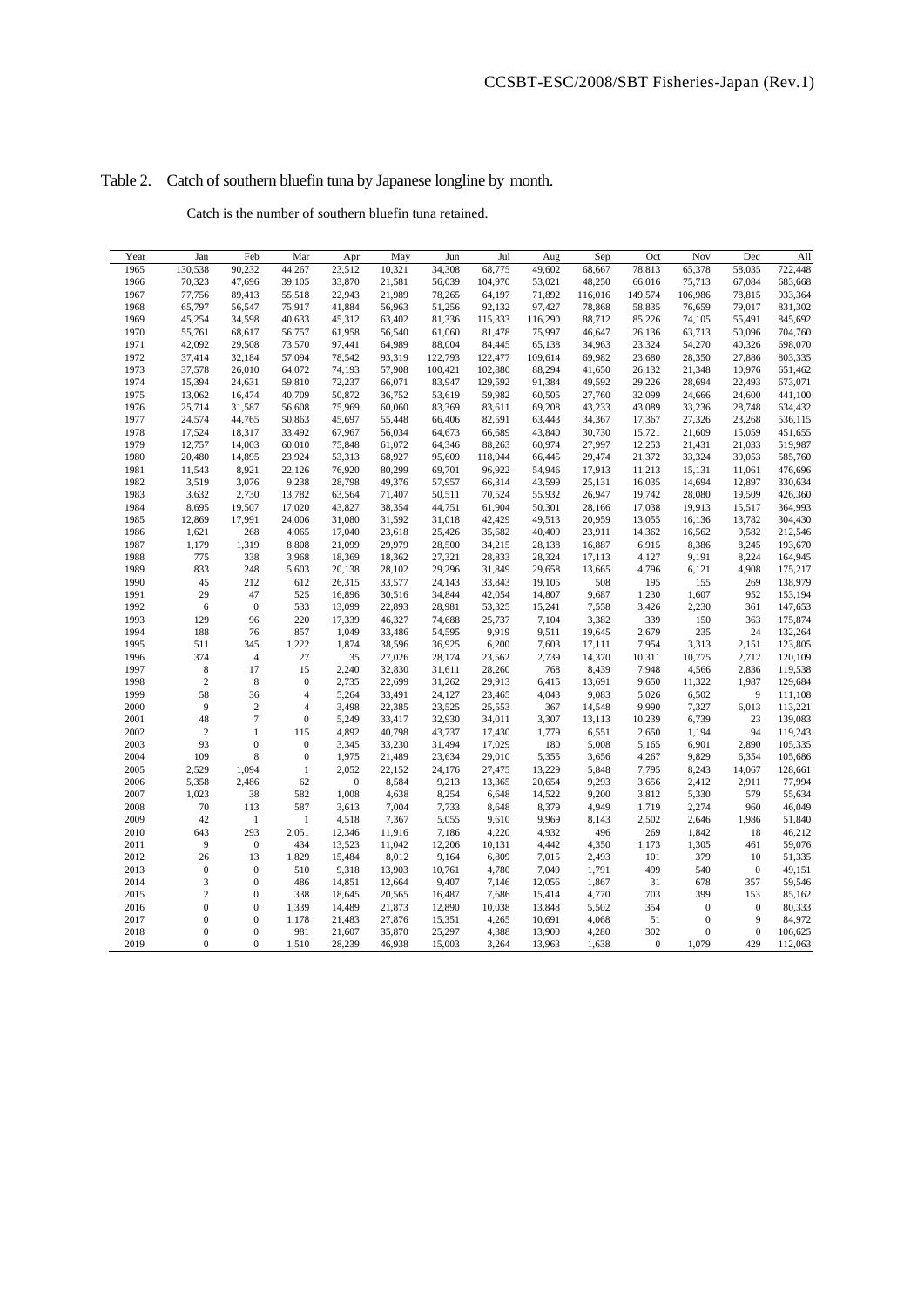Table 2. Catch of southern bluefin tuna by Japanese longline by month.

Catch is the number of southern bluefin tuna retained.

| Year | Jan | Feb | Mar | Apr | May | Jun | Jul | Aug | Sep | Oct | Nov | Dec | All |
|---|---|---|---|---|---|---|---|---|---|---|---|---|---|
| 1965 | 130,538 | 90,232 | 44,267 | 23,512 | 10,321 | 34,308 | 68,775 | 49,602 | 68,667 | 78,813 | 65,378 | 58,035 | 722,448 |
| 1966 | 70,323 | 47,696 | 39,105 | 33,870 | 21,581 | 56,039 | 104,970 | 53,021 | 48,250 | 66,016 | 75,713 | 67,084 | 683,668 |
| 1967 | 77,756 | 89,413 | 55,518 | 22,943 | 21,989 | 78,265 | 64,197 | 71,892 | 116,016 | 149,574 | 106,986 | 78,815 | 933,364 |
| 1968 | 65,797 | 56,547 | 75,917 | 41,884 | 56,963 | 51,256 | 92,132 | 97,427 | 78,868 | 58,835 | 76,659 | 79,017 | 831,302 |
| 1969 | 45,254 | 34,598 | 40,633 | 45,312 | 63,402 | 81,336 | 115,333 | 116,290 | 88,712 | 85,226 | 74,105 | 55,491 | 845,692 |
| 1970 | 55,761 | 68,617 | 56,757 | 61,958 | 56,540 | 61,060 | 81,478 | 75,997 | 46,647 | 26,136 | 63,713 | 50,096 | 704,760 |
| 1971 | 42,092 | 29,508 | 73,570 | 97,441 | 64,989 | 88,004 | 84,445 | 65,138 | 34,963 | 23,324 | 54,270 | 40,326 | 698,070 |
| 1972 | 37,414 | 32,184 | 57,094 | 78,542 | 93,319 | 122,793 | 122,477 | 109,614 | 69,982 | 23,680 | 28,350 | 27,886 | 803,335 |
| 1973 | 37,578 | 26,010 | 64,072 | 74,193 | 57,908 | 100,421 | 102,880 | 88,294 | 41,650 | 26,132 | 21,348 | 10,976 | 651,462 |
| 1974 | 15,394 | 24,631 | 59,810 | 72,237 | 66,071 | 83,947 | 129,592 | 91,384 | 49,592 | 29,226 | 28,694 | 22,493 | 673,071 |
| 1975 | 13,062 | 16,474 | 40,709 | 50,872 | 36,752 | 53,619 | 59,982 | 60,505 | 27,760 | 32,099 | 24,666 | 24,600 | 441,100 |
| 1976 | 25,714 | 31,587 | 56,608 | 75,969 | 60,060 | 83,369 | 83,611 | 69,208 | 43,233 | 43,089 | 33,236 | 28,748 | 634,432 |
| 1977 | 24,574 | 44,765 | 50,863 | 45,697 | 55,448 | 66,406 | 82,591 | 63,443 | 34,367 | 17,367 | 27,326 | 23,268 | 536,115 |
| 1978 | 17,524 | 18,317 | 33,492 | 67,967 | 56,034 | 64,673 | 66,689 | 43,840 | 30,730 | 15,721 | 21,609 | 15,059 | 451,655 |
| 1979 | 12,757 | 14,003 | 60,010 | 75,848 | 61,072 | 64,346 | 88,263 | 60,974 | 27,997 | 12,253 | 21,431 | 21,033 | 519,987 |
| 1980 | 20,480 | 14,895 | 23,924 | 53,313 | 68,927 | 95,609 | 118,944 | 66,445 | 29,474 | 21,372 | 33,324 | 39,053 | 585,760 |
| 1981 | 11,543 | 8,921 | 22,126 | 76,920 | 80,299 | 69,701 | 96,922 | 54,946 | 17,913 | 11,213 | 15,131 | 11,061 | 476,696 |
| 1982 | 3,519 | 3,076 | 9,238 | 28,798 | 49,376 | 57,957 | 66,314 | 43,599 | 25,131 | 16,035 | 14,694 | 12,897 | 330,634 |
| 1983 | 3,632 | 2,730 | 13,782 | 63,564 | 71,407 | 50,511 | 70,524 | 55,932 | 26,947 | 19,742 | 28,080 | 19,509 | 426,360 |
| 1984 | 8,695 | 19,507 | 17,020 | 43,827 | 38,354 | 44,751 | 61,904 | 50,301 | 28,166 | 17,038 | 19,913 | 15,517 | 364,993 |
| 1985 | 12,869 | 17,991 | 24,006 | 31,080 | 31,592 | 31,018 | 42,429 | 49,513 | 20,959 | 13,055 | 16,136 | 13,782 | 304,430 |
| 1986 | 1,621 | 268 | 4,065 | 17,040 | 23,618 | 25,426 | 35,682 | 40,409 | 23,911 | 14,362 | 16,562 | 9,582 | 212,546 |
| 1987 | 1,179 | 1,319 | 8,808 | 21,099 | 29,979 | 28,500 | 34,215 | 28,138 | 16,887 | 6,915 | 8,386 | 8,245 | 193,670 |
| 1988 | 775 | 338 | 3,968 | 18,369 | 18,362 | 27,321 | 28,833 | 28,324 | 17,113 | 4,127 | 9,191 | 8,224 | 164,945 |
| 1989 | 833 | 248 | 5,603 | 20,138 | 28,102 | 29,296 | 31,849 | 29,658 | 13,665 | 4,796 | 6,121 | 4,908 | 175,217 |
| 1990 | 45 | 212 | 612 | 26,315 | 33,577 | 24,143 | 33,843 | 19,105 | 508 | 195 | 155 | 269 | 138,979 |
| 1991 | 29 | 47 | 525 | 16,896 | 30,516 | 34,844 | 42,054 | 14,807 | 9,687 | 1,230 | 1,607 | 952 | 153,194 |
| 1992 | 6 | 0 | 533 | 13,099 | 22,893 | 28,981 | 53,325 | 15,241 | 7,558 | 3,426 | 2,230 | 361 | 147,653 |
| 1993 | 129 | 96 | 220 | 17,339 | 46,327 | 74,688 | 25,737 | 7,104 | 3,382 | 339 | 150 | 363 | 175,874 |
| 1994 | 188 | 76 | 857 | 1,049 | 33,486 | 54,595 | 9,919 | 9,511 | 19,645 | 2,679 | 235 | 24 | 132,264 |
| 1995 | 511 | 345 | 1,222 | 1,874 | 38,596 | 36,925 | 6,200 | 7,603 | 17,111 | 7,954 | 3,313 | 2,151 | 123,805 |
| 1996 | 374 | 4 | 27 | 35 | 27,026 | 28,174 | 23,562 | 2,739 | 14,370 | 10,311 | 10,775 | 2,712 | 120,109 |
| 1997 | 8 | 17 | 15 | 2,240 | 32,830 | 31,611 | 28,260 | 768 | 8,439 | 7,948 | 4,566 | 2,836 | 119,538 |
| 1998 | 2 | 8 | 0 | 2,735 | 22,699 | 31,262 | 29,913 | 6,415 | 13,691 | 9,650 | 11,322 | 1,987 | 129,684 |
| 1999 | 58 | 36 | 4 | 5,264 | 33,491 | 24,127 | 23,465 | 4,043 | 9,083 | 5,026 | 6,502 | 9 | 111,108 |
| 2000 | 9 | 2 | 4 | 3,498 | 22,385 | 23,525 | 25,553 | 367 | 14,548 | 9,990 | 7,327 | 6,013 | 113,221 |
| 2001 | 48 | 7 | 0 | 5,249 | 33,417 | 32,930 | 34,011 | 3,307 | 13,113 | 10,239 | 6,739 | 23 | 139,083 |
| 2002 | 2 | 1 | 115 | 4,892 | 40,798 | 43,737 | 17,430 | 1,779 | 6,551 | 2,650 | 1,194 | 94 | 119,243 |
| 2003 | 93 | 0 | 0 | 3,345 | 33,230 | 31,494 | 17,029 | 180 | 5,008 | 5,165 | 6,901 | 2,890 | 105,335 |
| 2004 | 109 | 8 | 0 | 1,975 | 21,489 | 23,634 | 29,010 | 5,355 | 3,656 | 4,267 | 9,829 | 6,354 | 105,686 |
| 2005 | 2,529 | 1,094 | 1 | 2,052 | 22,152 | 24,176 | 27,475 | 13,229 | 5,848 | 7,795 | 8,243 | 14,067 | 128,661 |
| 2006 | 5,358 | 2,486 | 62 | 0 | 8,584 | 9,213 | 13,365 | 20,654 | 9,293 | 3,656 | 2,412 | 2,911 | 77,994 |
| 2007 | 1,023 | 38 | 582 | 1,008 | 4,638 | 8,254 | 6,648 | 14,522 | 9,200 | 3,812 | 5,330 | 579 | 55,634 |
| 2008 | 70 | 113 | 587 | 3,613 | 7,004 | 7,733 | 8,648 | 8,379 | 4,949 | 1,719 | 2,274 | 960 | 46,049 |
| 2009 | 42 | 1 | 1 | 4,518 | 7,367 | 5,055 | 9,610 | 9,969 | 8,143 | 2,502 | 2,646 | 1,986 | 51,840 |
| 2010 | 643 | 293 | 2,051 | 12,346 | 11,916 | 7,186 | 4,220 | 4,932 | 496 | 269 | 1,842 | 18 | 46,212 |
| 2011 | 9 | 0 | 434 | 13,523 | 11,042 | 12,206 | 10,131 | 4,442 | 4,350 | 1,173 | 1,305 | 461 | 59,076 |
| 2012 | 26 | 13 | 1,829 | 15,484 | 8,012 | 9,164 | 6,809 | 7,015 | 2,493 | 101 | 379 | 10 | 51,335 |
| 2013 | 0 | 0 | 510 | 9,318 | 13,903 | 10,761 | 4,780 | 7,049 | 1,791 | 499 | 540 | 0 | 49,151 |
| 2014 | 3 | 0 | 486 | 14,851 | 12,664 | 9,407 | 7,146 | 12,056 | 1,867 | 31 | 678 | 357 | 59,546 |
| 2015 | 2 | 0 | 338 | 18,645 | 20,565 | 16,487 | 7,686 | 15,414 | 4,770 | 703 | 399 | 153 | 85,162 |
| 2016 | 0 | 0 | 1,339 | 14,489 | 21,873 | 12,890 | 10,038 | 13,848 | 5,502 | 354 | 0 | 0 | 80,333 |
| 2017 | 0 | 0 | 1,178 | 21,483 | 27,876 | 15,351 | 4,265 | 10,691 | 4,068 | 51 | 0 | 9 | 84,972 |
| 2018 | 0 | 0 | 981 | 21,607 | 35,870 | 25,297 | 4,388 | 13,900 | 4,280 | 302 | 0 | 0 | 106,625 |
| 2019 | 0 | 0 | 1,510 | 28,239 | 46,938 | 15,003 | 3,264 | 13,963 | 1,638 | 0 | 1,079 | 429 | 112,063 |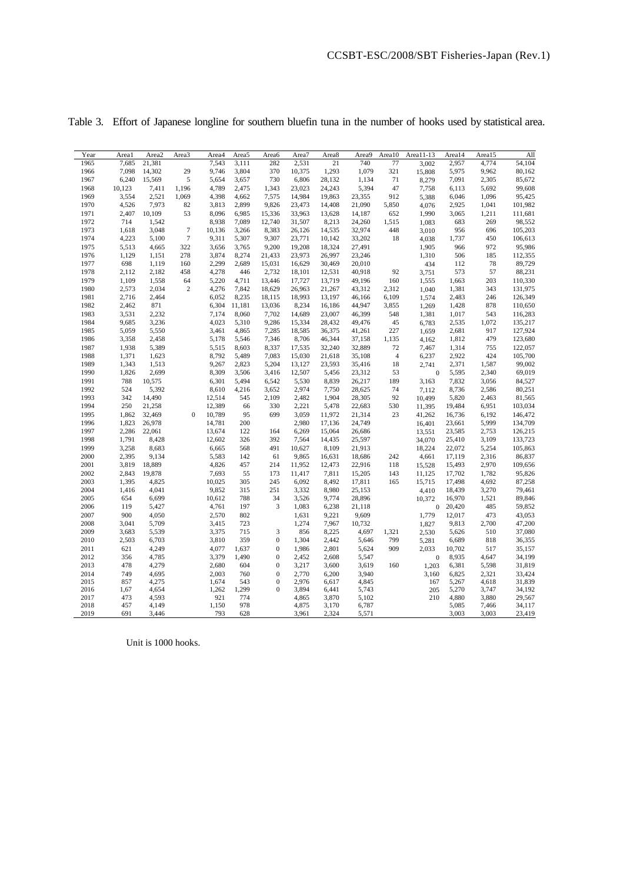Table 3. Effort of Japanese longline for southern bluefin tuna in the number of hooks used by statistical area.

| Year | Area1 | Area2 | Area3 | Area4 | Area5 | Area6 | Area7 | Area8 | Area9 | Area10 | Area11-13 | Area14 | Area15 | All |
|---|---|---|---|---|---|---|---|---|---|---|---|---|---|---|
| 1965 | 7,685 | 21,381 | | 7,543 | 3,111 | 282 | 2,531 | 21 | 740 | 77 | 3,002 | 2,957 | 4,774 | 54,104 |
| 1966 | 7,098 | 14,302 | 29 | 9,746 | 3,804 | 370 | 10,375 | 1,293 | 1,079 | 321 | 15,808 | 5,975 | 9,962 | 80,162 |
| 1967 | 6,240 | 15,569 | 5 | 5,654 | 3,657 | 730 | 6,806 | 28,132 | 1,134 | 71 | 8,279 | 7,091 | 2,305 | 85,672 |
| 1968 | 10,123 | 7,411 | 1,196 | 4,789 | 2,475 | 1,343 | 23,023 | 24,243 | 5,394 | 47 | 7,758 | 6,113 | 5,692 | 99,608 |
| 1969 | 3,554 | 2,521 | 1,069 | 4,398 | 4,662 | 7,575 | 14,984 | 19,863 | 23,355 | 912 | 5,388 | 6,046 | 1,096 | 95,425 |
| 1970 | 4,526 | 7,973 | 82 | 3,813 | 2,899 | 9,826 | 23,473 | 14,408 | 21,090 | 5,850 | 4,076 | 2,925 | 1,041 | 101,982 |
| 1971 | 2,407 | 10,109 | 53 | 8,096 | 6,985 | 15,336 | 33,963 | 13,628 | 14,187 | 652 | 1,990 | 3,065 | 1,211 | 111,681 |
| 1972 | 714 | 1,542 | | 8,938 | 7,089 | 12,740 | 31,507 | 8,213 | 24,260 | 1,515 | 1,083 | 683 | 269 | 98,552 |
| 1973 | 1,618 | 3,048 | 7 | 10,136 | 3,266 | 8,383 | 26,126 | 14,535 | 32,974 | 448 | 3,010 | 956 | 696 | 105,203 |
| 1974 | 4,223 | 5,100 | 7 | 9,311 | 5,307 | 9,307 | 23,771 | 10,142 | 33,202 | 18 | 4,038 | 1,737 | 450 | 106,613 |
| 1975 | 5,513 | 4,665 | 322 | 3,656 | 3,765 | 9,200 | 19,208 | 18,324 | 27,491 | | 1,905 | 966 | 972 | 95,986 |
| 1976 | 1,129 | 1,151 | 278 | 3,874 | 8,274 | 21,433 | 23,973 | 26,997 | 23,246 | | 1,310 | 506 | 185 | 112,355 |
| 1977 | 698 | 1,119 | 160 | 2,299 | 2,689 | 15,031 | 16,629 | 30,469 | 20,010 | | 434 | 112 | 78 | 89,729 |
| 1978 | 2,112 | 2,182 | 458 | 4,278 | 446 | 2,732 | 18,101 | 12,531 | 40,918 | 92 | 3,751 | 573 | 57 | 88,231 |
| 1979 | 1,109 | 1,558 | 64 | 5,220 | 4,711 | 13,446 | 17,727 | 13,719 | 49,196 | 160 | 1,555 | 1,663 | 203 | 110,330 |
| 1980 | 2,573 | 2,034 | 2 | 4,276 | 7,842 | 18,629 | 26,963 | 21,267 | 43,312 | 2,312 | 1,040 | 1,381 | 343 | 131,975 |
| 1981 | 2,716 | 2,464 | | 6,052 | 8,235 | 18,115 | 18,993 | 13,197 | 46,166 | 6,109 | 1,574 | 2,483 | 246 | 126,349 |
| 1982 | 2,462 | 871 | | 6,304 | 11,181 | 13,036 | 8,234 | 16,186 | 44,947 | 3,855 | 1,269 | 1,428 | 878 | 110,650 |
| 1983 | 3,531 | 2,232 | | 7,174 | 8,060 | 7,702 | 14,689 | 23,007 | 46,399 | 548 | 1,381 | 1,017 | 543 | 116,283 |
| 1984 | 9,685 | 3,236 | | 4,023 | 5,310 | 9,286 | 15,334 | 28,432 | 49,476 | 45 | 6,783 | 2,535 | 1,072 | 135,217 |
| 1985 | 5,059 | 5,550 | | 3,461 | 4,865 | 7,285 | 18,585 | 36,375 | 41,261 | 227 | 1,659 | 2,681 | 917 | 127,924 |
| 1986 | 3,358 | 2,458 | | 5,178 | 5,546 | 7,346 | 8,706 | 46,344 | 37,158 | 1,135 | 4,162 | 1,812 | 479 | 123,680 |
| 1987 | 1,938 | 5,389 | | 5,515 | 8,603 | 8,337 | 17,535 | 32,240 | 32,889 | 72 | 7,467 | 1,314 | 755 | 122,057 |
| 1988 | 1,371 | 1,623 | | 8,792 | 5,489 | 7,083 | 15,030 | 21,618 | 35,108 | 4 | 6,237 | 2,922 | 424 | 105,700 |
| 1989 | 1,343 | 1,513 | | 9,267 | 2,823 | 5,204 | 13,127 | 23,593 | 35,416 | 18 | 2,741 | 2,371 | 1,587 | 99,002 |
| 1990 | 1,826 | 2,699 | | 8,309 | 3,506 | 3,416 | 12,507 | 5,456 | 23,312 | 53 | 0 | 5,595 | 2,340 | 69,019 |
| 1991 | 788 | 10,575 | | 6,301 | 5,494 | 6,542 | 5,530 | 8,839 | 26,217 | 189 | 3,163 | 7,832 | 3,056 | 84,527 |
| 1992 | 524 | 5,392 | | 8,610 | 4,216 | 3,652 | 2,974 | 7,750 | 28,625 | 74 | 7,112 | 8,736 | 2,586 | 80,251 |
| 1993 | 342 | 14,490 | | 12,514 | 545 | 2,109 | 2,482 | 1,904 | 28,305 | 92 | 10,499 | 5,820 | 2,463 | 81,565 |
| 1994 | 250 | 21,258 | | 12,389 | 66 | 330 | 2,221 | 5,478 | 22,683 | 530 | 11,395 | 19,484 | 6,951 | 103,034 |
| 1995 | 1,862 | 32,469 | 0 | 10,789 | 95 | 699 | 3,059 | 11,972 | 21,314 | 23 | 41,262 | 16,736 | 6,192 | 146,472 |
| 1996 | 1,823 | 26,978 | | 14,781 | 200 | | 2,980 | 17,136 | 24,749 | | 16,401 | 23,661 | 5,999 | 134,709 |
| 1997 | 2,286 | 22,061 | | 13,674 | 122 | 164 | 6,269 | 15,064 | 26,686 | | 13,551 | 23,585 | 2,753 | 126,215 |
| 1998 | 1,791 | 8,428 | | 12,602 | 326 | 392 | 7,564 | 14,435 | 25,597 | | 34,070 | 25,410 | 3,109 | 133,723 |
| 1999 | 3,258 | 8,683 | | 6,665 | 568 | 491 | 10,627 | 8,109 | 21,913 | | 18,224 | 22,072 | 5,254 | 105,863 |
| 2000 | 2,395 | 9,134 | | 5,583 | 142 | 61 | 9,865 | 16,631 | 18,686 | 242 | 4,661 | 17,119 | 2,316 | 86,837 |
| 2001 | 3,819 | 18,889 | | 4,826 | 457 | 214 | 11,952 | 12,473 | 22,916 | 118 | 15,528 | 15,493 | 2,970 | 109,656 |
| 2002 | 2,843 | 19,878 | | 7,693 | 55 | 173 | 11,417 | 7,811 | 15,205 | 143 | 11,125 | 17,702 | 1,782 | 95,826 |
| 2003 | 1,395 | 4,825 | | 10,025 | 305 | 245 | 6,092 | 8,492 | 17,811 | 165 | 15,715 | 17,498 | 4,692 | 87,258 |
| 2004 | 1,416 | 4,041 | | 9,852 | 315 | 251 | 3,332 | 8,980 | 25,153 | | 4,410 | 18,439 | 3,270 | 79,461 |
| 2005 | 654 | 6,699 | | 10,612 | 788 | 34 | 3,526 | 9,774 | 28,896 | | 10,372 | 16,970 | 1,521 | 89,846 |
| 2006 | 119 | 5,427 | | 4,761 | 197 | 3 | 1,083 | 6,238 | 21,118 | | 0 | 20,420 | 485 | 59,852 |
| 2007 | 900 | 4,050 | | 2,570 | 802 | | 1,631 | 9,221 | 9,609 | | 1,779 | 12,017 | 473 | 43,053 |
| 2008 | 3,041 | 5,709 | | 3,415 | 723 | | 1,274 | 7,967 | 10,732 | | 1,827 | 9,813 | 2,700 | 47,200 |
| 2009 | 3,683 | 5,539 | | 3,375 | 715 | 3 | 856 | 8,225 | 4,697 | 1,321 | 2,530 | 5,626 | 510 | 37,080 |
| 2010 | 2,503 | 6,703 | | 3,810 | 359 | 0 | 1,304 | 2,442 | 5,646 | 799 | 5,281 | 6,689 | 818 | 36,355 |
| 2011 | 621 | 4,249 | | 4,077 | 1,637 | 0 | 1,986 | 2,801 | 5,624 | 909 | 2,033 | 10,702 | 517 | 35,157 |
| 2012 | 356 | 4,785 | | 3,379 | 1,490 | 0 | 2,452 | 2,608 | 5,547 | | 0 | 8,935 | 4,647 | 34,199 |
| 2013 | 478 | 4,279 | | 2,680 | 604 | 0 | 3,217 | 3,600 | 3,619 | 160 | 1,203 | 6,381 | 5,598 | 31,819 |
| 2014 | 749 | 4,695 | | 2,003 | 760 | 0 | 2,770 | 6,200 | 3,940 | | 3,160 | 6,825 | 2,321 | 33,424 |
| 2015 | 857 | 4,275 | | 1,674 | 543 | 0 | 2,976 | 6,617 | 4,845 | | 167 | 5,267 | 4,618 | 31,839 |
| 2016 | 1,67 | 4,654 | | 1,262 | 1,299 | 0 | 3,894 | 6,441 | 5,743 | | 205 | 5,270 | 3,747 | 34,192 |
| 2017 | 473 | 4,593 | | 921 | 774 | | 4,865 | 3,870 | 5,102 | | 210 | 4,880 | 3,880 | 29,567 |
| 2018 | 457 | 4,149 | | 1,150 | 978 | | 4,875 | 3,170 | 6,787 | | | 5,085 | 7,466 | 34,117 |
| 2019 | 691 | 3,446 | | 793 | 628 | | 3,961 | 2,324 | 5,571 | | | 3,003 | 3,003 | 23,419 |

Unit is 1000 hooks.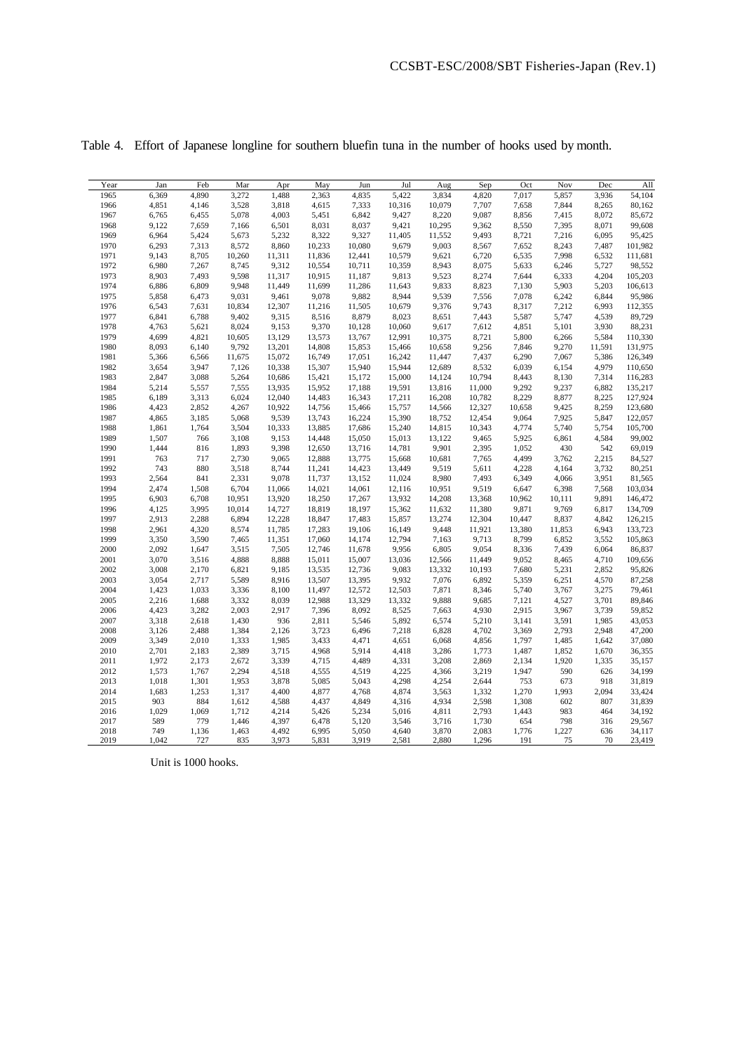Table 4. Effort of Japanese longline for southern bluefin tuna in the number of hooks used by month.

| Year | Jan | Feb | Mar | Apr | May | Jun | Jul | Aug | Sep | Oct | Nov | Dec | All |
|---|---|---|---|---|---|---|---|---|---|---|---|---|---|
| 1965 | 6,369 | 4,890 | 3,272 | 1,488 | 2,363 | 4,835 | 5,422 | 3,834 | 4,820 | 7,017 | 5,857 | 3,936 | 54,104 |
| 1966 | 4,851 | 4,146 | 3,528 | 3,818 | 4,615 | 7,333 | 10,316 | 10,079 | 7,707 | 7,658 | 7,844 | 8,265 | 80,162 |
| 1967 | 6,765 | 6,455 | 5,078 | 4,003 | 5,451 | 6,842 | 9,427 | 8,220 | 9,087 | 8,856 | 7,415 | 8,072 | 85,672 |
| 1968 | 9,122 | 7,659 | 7,166 | 6,501 | 8,031 | 8,037 | 9,421 | 10,295 | 9,362 | 8,550 | 7,395 | 8,071 | 99,608 |
| 1969 | 6,964 | 5,424 | 5,673 | 5,232 | 8,322 | 9,327 | 11,405 | 11,552 | 9,493 | 8,721 | 7,216 | 6,095 | 95,425 |
| 1970 | 6,293 | 7,313 | 8,572 | 8,860 | 10,233 | 10,080 | 9,679 | 9,003 | 8,567 | 7,652 | 8,243 | 7,487 | 101,982 |
| 1971 | 9,143 | 8,705 | 10,260 | 11,311 | 11,836 | 12,441 | 10,579 | 9,621 | 6,720 | 6,535 | 7,998 | 6,532 | 111,681 |
| 1972 | 6,980 | 7,267 | 8,745 | 9,312 | 10,554 | 10,711 | 10,359 | 8,943 | 8,075 | 5,633 | 6,246 | 5,727 | 98,552 |
| 1973 | 8,903 | 7,493 | 9,598 | 11,317 | 10,915 | 11,187 | 9,813 | 9,523 | 8,274 | 7,644 | 6,333 | 4,204 | 105,203 |
| 1974 | 6,886 | 6,809 | 9,948 | 11,449 | 11,699 | 11,286 | 11,643 | 9,833 | 8,823 | 7,130 | 5,903 | 5,203 | 106,613 |
| 1975 | 5,858 | 6,473 | 9,031 | 9,461 | 9,078 | 9,882 | 8,944 | 9,539 | 7,556 | 7,078 | 6,242 | 6,844 | 95,986 |
| 1976 | 6,543 | 7,631 | 10,834 | 12,307 | 11,216 | 11,505 | 10,679 | 9,376 | 9,743 | 8,317 | 7,212 | 6,993 | 112,355 |
| 1977 | 6,841 | 6,788 | 9,402 | 9,315 | 8,516 | 8,879 | 8,023 | 8,651 | 7,443 | 5,587 | 5,747 | 4,539 | 89,729 |
| 1978 | 4,763 | 5,621 | 8,024 | 9,153 | 9,370 | 10,128 | 10,060 | 9,617 | 7,612 | 4,851 | 5,101 | 3,930 | 88,231 |
| 1979 | 4,699 | 4,821 | 10,605 | 13,129 | 13,573 | 13,767 | 12,991 | 10,375 | 8,721 | 5,800 | 6,266 | 5,584 | 110,330 |
| 1980 | 8,093 | 6,140 | 9,792 | 13,201 | 14,808 | 15,853 | 15,466 | 10,658 | 9,256 | 7,846 | 9,270 | 11,591 | 131,975 |
| 1981 | 5,366 | 6,566 | 11,675 | 15,072 | 16,749 | 17,051 | 16,242 | 11,447 | 7,437 | 6,290 | 7,067 | 5,386 | 126,349 |
| 1982 | 3,654 | 3,947 | 7,126 | 10,338 | 15,307 | 15,940 | 15,944 | 12,689 | 8,532 | 6,039 | 6,154 | 4,979 | 110,650 |
| 1983 | 2,847 | 3,088 | 5,264 | 10,686 | 15,421 | 15,172 | 15,000 | 14,124 | 10,794 | 8,443 | 8,130 | 7,314 | 116,283 |
| 1984 | 5,214 | 5,557 | 7,555 | 13,935 | 15,952 | 17,188 | 19,591 | 13,816 | 11,000 | 9,292 | 9,237 | 6,882 | 135,217 |
| 1985 | 6,189 | 3,313 | 6,024 | 12,040 | 14,483 | 16,343 | 17,211 | 16,208 | 10,782 | 8,229 | 8,877 | 8,225 | 127,924 |
| 1986 | 4,423 | 2,852 | 4,267 | 10,922 | 14,756 | 15,466 | 15,757 | 14,566 | 12,327 | 10,658 | 9,425 | 8,259 | 123,680 |
| 1987 | 4,865 | 3,185 | 5,068 | 9,539 | 13,743 | 16,224 | 15,390 | 18,752 | 12,454 | 9,064 | 7,925 | 5,847 | 122,057 |
| 1988 | 1,861 | 1,764 | 3,504 | 10,333 | 13,885 | 17,686 | 15,240 | 14,815 | 10,343 | 4,774 | 5,740 | 5,754 | 105,700 |
| 1989 | 1,507 | 766 | 3,108 | 9,153 | 14,448 | 15,050 | 15,013 | 13,122 | 9,465 | 5,925 | 6,861 | 4,584 | 99,002 |
| 1990 | 1,444 | 816 | 1,893 | 9,398 | 12,650 | 13,716 | 14,781 | 9,901 | 2,395 | 1,052 | 430 | 542 | 69,019 |
| 1991 | 763 | 717 | 2,730 | 9,065 | 12,888 | 13,775 | 15,668 | 10,681 | 7,765 | 4,499 | 3,762 | 2,215 | 84,527 |
| 1992 | 743 | 880 | 3,518 | 8,744 | 11,241 | 14,423 | 13,449 | 9,519 | 5,611 | 4,228 | 4,164 | 3,732 | 80,251 |
| 1993 | 2,564 | 841 | 2,331 | 9,078 | 11,737 | 13,152 | 11,024 | 8,980 | 7,493 | 6,349 | 4,066 | 3,951 | 81,565 |
| 1994 | 2,474 | 1,508 | 6,704 | 11,066 | 14,021 | 14,061 | 12,116 | 10,951 | 9,519 | 6,647 | 6,398 | 7,568 | 103,034 |
| 1995 | 6,903 | 6,708 | 10,951 | 13,920 | 18,250 | 17,267 | 13,932 | 14,208 | 13,368 | 10,962 | 10,111 | 9,891 | 146,472 |
| 1996 | 4,125 | 3,995 | 10,014 | 14,727 | 18,819 | 18,197 | 15,362 | 11,632 | 11,380 | 9,871 | 9,769 | 6,817 | 134,709 |
| 1997 | 2,913 | 2,288 | 6,894 | 12,228 | 18,847 | 17,483 | 15,857 | 13,274 | 12,304 | 10,447 | 8,837 | 4,842 | 126,215 |
| 1998 | 2,961 | 4,320 | 8,574 | 11,785 | 17,283 | 19,106 | 16,149 | 9,448 | 11,921 | 13,380 | 11,853 | 6,943 | 133,723 |
| 1999 | 3,350 | 3,590 | 7,465 | 11,351 | 17,060 | 14,174 | 12,794 | 7,163 | 9,713 | 8,799 | 6,852 | 3,552 | 105,863 |
| 2000 | 2,092 | 1,647 | 3,515 | 7,505 | 12,746 | 11,678 | 9,956 | 6,805 | 9,054 | 8,336 | 7,439 | 6,064 | 86,837 |
| 2001 | 3,070 | 3,516 | 4,888 | 8,888 | 15,011 | 15,007 | 13,036 | 12,566 | 11,449 | 9,052 | 8,465 | 4,710 | 109,656 |
| 2002 | 3,008 | 2,170 | 6,821 | 9,185 | 13,535 | 12,736 | 9,083 | 13,332 | 10,193 | 7,680 | 5,231 | 2,852 | 95,826 |
| 2003 | 3,054 | 2,717 | 5,589 | 8,916 | 13,507 | 13,395 | 9,932 | 7,076 | 6,892 | 5,359 | 6,251 | 4,570 | 87,258 |
| 2004 | 1,423 | 1,033 | 3,336 | 8,100 | 11,497 | 12,572 | 12,503 | 7,871 | 8,346 | 5,740 | 3,767 | 3,275 | 79,461 |
| 2005 | 2,216 | 1,688 | 3,332 | 8,039 | 12,988 | 13,329 | 13,332 | 9,888 | 9,685 | 7,121 | 4,527 | 3,701 | 89,846 |
| 2006 | 4,423 | 3,282 | 2,003 | 2,917 | 7,396 | 8,092 | 8,525 | 7,663 | 4,930 | 2,915 | 3,967 | 3,739 | 59,852 |
| 2007 | 3,318 | 2,618 | 1,430 | 936 | 2,811 | 5,546 | 5,892 | 6,574 | 5,210 | 3,141 | 3,591 | 1,985 | 43,053 |
| 2008 | 3,126 | 2,488 | 1,384 | 2,126 | 3,723 | 6,496 | 7,218 | 6,828 | 4,702 | 3,369 | 2,793 | 2,948 | 47,200 |
| 2009 | 3,349 | 2,010 | 1,333 | 1,985 | 3,433 | 4,471 | 4,651 | 6,068 | 4,856 | 1,797 | 1,485 | 1,642 | 37,080 |
| 2010 | 2,701 | 2,183 | 2,389 | 3,715 | 4,968 | 5,914 | 4,418 | 3,286 | 1,773 | 1,487 | 1,852 | 1,670 | 36,355 |
| 2011 | 1,972 | 2,173 | 2,672 | 3,339 | 4,715 | 4,489 | 4,331 | 3,208 | 2,869 | 2,134 | 1,920 | 1,335 | 35,157 |
| 2012 | 1,573 | 1,767 | 2,294 | 4,518 | 4,555 | 4,519 | 4,225 | 4,366 | 3,219 | 1,947 | 590 | 626 | 34,199 |
| 2013 | 1,018 | 1,301 | 1,953 | 3,878 | 5,085 | 5,043 | 4,298 | 4,254 | 2,644 | 753 | 673 | 918 | 31,819 |
| 2014 | 1,683 | 1,253 | 1,317 | 4,400 | 4,877 | 4,768 | 4,874 | 3,563 | 1,332 | 1,270 | 1,993 | 2,094 | 33,424 |
| 2015 | 903 | 884 | 1,612 | 4,588 | 4,437 | 4,849 | 4,316 | 4,934 | 2,598 | 1,308 | 602 | 807 | 31,839 |
| 2016 | 1,029 | 1,069 | 1,712 | 4,214 | 5,426 | 5,234 | 5,016 | 4,811 | 2,793 | 1,443 | 983 | 464 | 34,192 |
| 2017 | 589 | 779 | 1,446 | 4,397 | 6,478 | 5,120 | 3,546 | 3,716 | 1,730 | 654 | 798 | 316 | 29,567 |
| 2018 | 749 | 1,136 | 1,463 | 4,492 | 6,995 | 5,050 | 4,640 | 3,870 | 2,083 | 1,776 | 1,227 | 636 | 34,117 |
| 2019 | 1,042 | 727 | 835 | 3,973 | 5,831 | 3,919 | 2,581 | 2,880 | 1,296 | 191 | 75 | 70 | 23,419 |

Unit is 1000 hooks.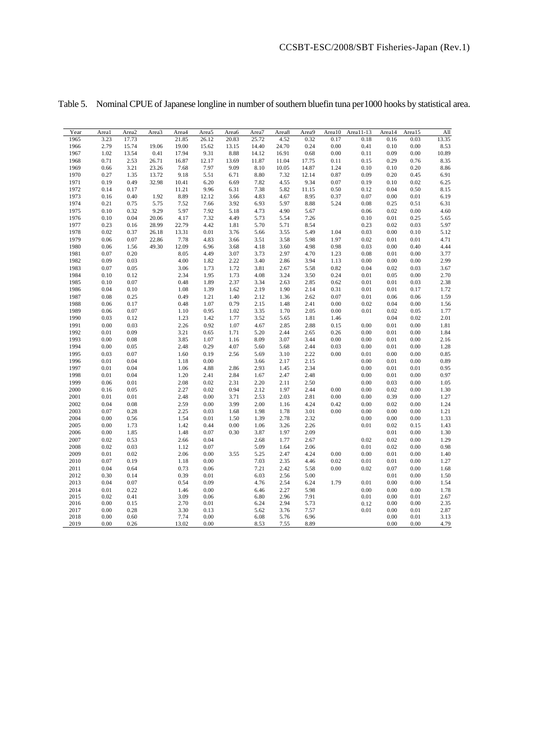Table 5. Nominal CPUE of Japanese longline in number of southern bluefin tuna per1000 hooks by statistical area.

| Year | Area1 | Area2 | Area3 | Area4 | Area5 | Area6 | Area7 | Area8 | Area9 | Area10 | Area11-13 | Area14 | Area15 | All |
|---|---|---|---|---|---|---|---|---|---|---|---|---|---|---|
| 1965 | 3.23 | 17.73 | | 21.85 | 26.12 | 20.83 | 25.72 | 4.52 | 0.32 | 0.17 | 0.18 | 0.16 | 0.03 | 13.35 |
| 1966 | 2.79 | 15.74 | 19.06 | 19.00 | 15.62 | 13.15 | 14.40 | 24.70 | 0.24 | 0.00 | 0.41 | 0.10 | 0.00 | 8.53 |
| 1967 | 1.02 | 13.54 | 0.41 | 17.94 | 9.31 | 8.88 | 14.12 | 16.91 | 0.68 | 0.00 | 0.11 | 0.09 | 0.00 | 10.89 |
| 1968 | 0.71 | 2.53 | 26.71 | 16.87 | 12.17 | 13.69 | 11.87 | 11.04 | 17.75 | 0.11 | 0.15 | 0.29 | 0.76 | 8.35 |
| 1969 | 0.66 | 3.21 | 23.26 | 7.68 | 7.97 | 9.09 | 8.10 | 10.05 | 14.87 | 1.24 | 0.10 | 0.10 | 0.20 | 8.86 |
| 1970 | 0.27 | 1.35 | 13.72 | 9.18 | 5.51 | 6.71 | 8.80 | 7.32 | 12.14 | 0.87 | 0.09 | 0.20 | 0.45 | 6.91 |
| 1971 | 0.19 | 0.49 | 32.98 | 10.41 | 6.20 | 6.69 | 7.82 | 4.55 | 9.34 | 0.07 | 0.19 | 0.10 | 0.02 | 6.25 |
| 1972 | 0.14 | 0.17 | | 11.21 | 9.96 | 6.31 | 7.38 | 5.82 | 11.15 | 0.50 | 0.12 | 0.04 | 0.50 | 8.15 |
| 1973 | 0.16 | 0.40 | 1.92 | 8.89 | 12.12 | 3.66 | 4.83 | 4.67 | 8.95 | 0.37 | 0.07 | 0.00 | 0.01 | 6.19 |
| 1974 | 0.21 | 0.75 | 5.75 | 7.52 | 7.66 | 3.92 | 6.93 | 5.97 | 8.88 | 5.24 | 0.08 | 0.25 | 0.51 | 6.31 |
| 1975 | 0.10 | 0.32 | 9.29 | 5.97 | 7.92 | 5.18 | 4.73 | 4.90 | 5.67 | | 0.06 | 0.02 | 0.00 | 4.60 |
| 1976 | 0.10 | 0.04 | 20.06 | 4.17 | 7.32 | 4.49 | 5.73 | 5.54 | 7.26 | | 0.10 | 0.01 | 0.25 | 5.65 |
| 1977 | 0.23 | 0.16 | 28.99 | 22.79 | 4.42 | 1.81 | 5.70 | 5.71 | 8.54 | | 0.23 | 0.02 | 0.03 | 5.97 |
| 1978 | 0.02 | 0.37 | 26.18 | 13.31 | 0.01 | 3.76 | 5.66 | 3.55 | 5.49 | 1.04 | 0.03 | 0.00 | 0.10 | 5.12 |
| 1979 | 0.06 | 0.07 | 22.86 | 7.78 | 4.83 | 3.66 | 3.51 | 3.58 | 5.98 | 1.97 | 0.02 | 0.01 | 0.01 | 4.71 |
| 1980 | 0.06 | 1.56 | 49.30 | 12.09 | 6.96 | 3.68 | 4.18 | 3.60 | 4.98 | 0.98 | 0.03 | 0.00 | 0.40 | 4.44 |
| 1981 | 0.07 | 0.20 | | 8.05 | 4.49 | 3.07 | 3.73 | 2.97 | 4.70 | 1.23 | 0.08 | 0.01 | 0.00 | 3.77 |
| 1982 | 0.09 | 0.03 | | 4.00 | 1.82 | 2.22 | 3.40 | 2.86 | 3.94 | 1.13 | 0.00 | 0.00 | 0.00 | 2.99 |
| 1983 | 0.07 | 0.05 | | 3.06 | 1.73 | 1.72 | 3.81 | 2.67 | 5.58 | 0.82 | 0.04 | 0.02 | 0.03 | 3.67 |
| 1984 | 0.10 | 0.12 | | 2.34 | 1.95 | 1.73 | 4.08 | 3.24 | 3.50 | 0.24 | 0.01 | 0.05 | 0.00 | 2.70 |
| 1985 | 0.10 | 0.07 | | 0.48 | 1.89 | 2.37 | 3.34 | 2.63 | 2.85 | 0.62 | 0.01 | 0.01 | 0.03 | 2.38 |
| 1986 | 0.04 | 0.10 | | 1.08 | 1.39 | 1.62 | 2.19 | 1.90 | 2.14 | 0.31 | 0.01 | 0.01 | 0.17 | 1.72 |
| 1987 | 0.08 | 0.25 | | 0.49 | 1.21 | 1.40 | 2.12 | 1.36 | 2.62 | 0.07 | 0.01 | 0.06 | 0.06 | 1.59 |
| 1988 | 0.06 | 0.17 | | 0.48 | 1.07 | 0.79 | 2.15 | 1.48 | 2.41 | 0.00 | 0.02 | 0.04 | 0.00 | 1.56 |
| 1989 | 0.06 | 0.07 | | 1.10 | 0.95 | 1.02 | 3.35 | 1.70 | 2.05 | 0.00 | 0.01 | 0.02 | 0.05 | 1.77 |
| 1990 | 0.03 | 0.12 | | 1.23 | 1.42 | 1.77 | 3.52 | 5.65 | 1.81 | 1.46 | | 0.04 | 0.02 | 2.01 |
| 1991 | 0.00 | 0.03 | | 2.26 | 0.92 | 1.07 | 4.67 | 2.85 | 2.88 | 0.15 | 0.00 | 0.01 | 0.00 | 1.81 |
| 1992 | 0.01 | 0.09 | | 3.21 | 0.65 | 1.71 | 5.20 | 2.44 | 2.65 | 0.26 | 0.00 | 0.01 | 0.00 | 1.84 |
| 1993 | 0.00 | 0.08 | | 3.85 | 1.07 | 1.16 | 8.09 | 3.07 | 3.44 | 0.00 | 0.00 | 0.01 | 0.00 | 2.16 |
| 1994 | 0.00 | 0.05 | | 2.48 | 0.29 | 4.07 | 5.60 | 5.68 | 2.44 | 0.03 | 0.00 | 0.01 | 0.00 | 1.28 |
| 1995 | 0.03 | 0.07 | | 1.60 | 0.19 | 2.56 | 5.69 | 3.10 | 2.22 | 0.00 | 0.01 | 0.00 | 0.00 | 0.85 |
| 1996 | 0.01 | 0.04 | | 1.18 | 0.00 | | 3.66 | 2.17 | 2.15 | | 0.00 | 0.01 | 0.00 | 0.89 |
| 1997 | 0.01 | 0.04 | | 1.06 | 4.88 | 2.86 | 2.93 | 1.45 | 2.34 | | 0.00 | 0.01 | 0.01 | 0.95 |
| 1998 | 0.01 | 0.04 | | 1.20 | 2.41 | 2.84 | 1.67 | 2.47 | 2.48 | | 0.00 | 0.01 | 0.00 | 0.97 |
| 1999 | 0.06 | 0.01 | | 2.08 | 0.02 | 2.31 | 2.20 | 2.11 | 2.50 | | 0.00 | 0.03 | 0.00 | 1.05 |
| 2000 | 0.16 | 0.05 | | 2.27 | 0.02 | 0.94 | 2.12 | 1.97 | 2.44 | 0.00 | 0.00 | 0.02 | 0.00 | 1.30 |
| 2001 | 0.01 | 0.01 | | 2.48 | 0.00 | 3.71 | 2.53 | 2.03 | 2.81 | 0.00 | 0.00 | 0.39 | 0.00 | 1.27 |
| 2002 | 0.04 | 0.08 | | 2.59 | 0.00 | 3.99 | 2.00 | 1.16 | 4.24 | 0.42 | 0.00 | 0.02 | 0.00 | 1.24 |
| 2003 | 0.07 | 0.28 | | 2.25 | 0.03 | 1.68 | 1.98 | 1.78 | 3.01 | 0.00 | 0.00 | 0.00 | 0.00 | 1.21 |
| 2004 | 0.00 | 0.56 | | 1.54 | 0.01 | 1.50 | 1.39 | 2.78 | 2.32 | | 0.00 | 0.00 | 0.00 | 1.33 |
| 2005 | 0.00 | 1.73 | | 1.42 | 0.44 | 0.00 | 1.06 | 3.26 | 2.26 | | 0.01 | 0.02 | 0.15 | 1.43 |
| 2006 | 0.00 | 1.85 | | 1.48 | 0.07 | 0.30 | 3.87 | 1.97 | 2.09 | | | 0.01 | 0.00 | 1.30 |
| 2007 | 0.02 | 0.53 | | 2.66 | 0.04 | | 2.68 | 1.77 | 2.67 | | 0.02 | 0.02 | 0.00 | 1.29 |
| 2008 | 0.02 | 0.03 | | 1.12 | 0.07 | | 5.09 | 1.64 | 2.06 | | 0.01 | 0.02 | 0.00 | 0.98 |
| 2009 | 0.01 | 0.02 | | 2.06 | 0.00 | 3.55 | 5.25 | 2.47 | 4.24 | 0.00 | 0.00 | 0.01 | 0.00 | 1.40 |
| 2010 | 0.07 | 0.19 | | 1.18 | 0.00 | | 7.03 | 2.35 | 4.46 | 0.02 | 0.01 | 0.01 | 0.00 | 1.27 |
| 2011 | 0.04 | 0.64 | | 0.73 | 0.06 | | 7.21 | 2.42 | 5.58 | 0.00 | 0.02 | 0.07 | 0.00 | 1.68 |
| 2012 | 0.30 | 0.14 | | 0.39 | 0.01 | | 6.03 | 2.56 | 5.00 | | | 0.01 | 0.00 | 1.50 |
| 2013 | 0.04 | 0.07 | | 0.54 | 0.09 | | 4.76 | 2.54 | 6.24 | 1.79 | 0.01 | 0.00 | 0.00 | 1.54 |
| 2014 | 0.01 | 0.22 | | 1.46 | 0.00 | | 6.46 | 2.27 | 5.98 | | 0.00 | 0.00 | 0.00 | 1.78 |
| 2015 | 0.02 | 0.41 | | 3.09 | 0.06 | | 6.80 | 2.96 | 7.91 | | 0.01 | 0.00 | 0.01 | 2.67 |
| 2016 | 0.00 | 0.15 | | 2.70 | 0.01 | | 6.24 | 2.94 | 5.73 | | 0.12 | 0.00 | 0.00 | 2.35 |
| 2017 | 0.00 | 0.28 | | 3.30 | 0.13 | | 5.62 | 3.76 | 7.57 | | 0.01 | 0.00 | 0.01 | 2.87 |
| 2018 | 0.00 | 0.60 | | 7.74 | 0.00 | | 6.08 | 5.76 | 6.96 | | | 0.00 | 0.01 | 3.13 |
| 2019 | 0.00 | 0.26 | | 13.02 | 0.00 | | 8.53 | 7.55 | 8.89 | | | 0.00 | 0.00 | 4.79 |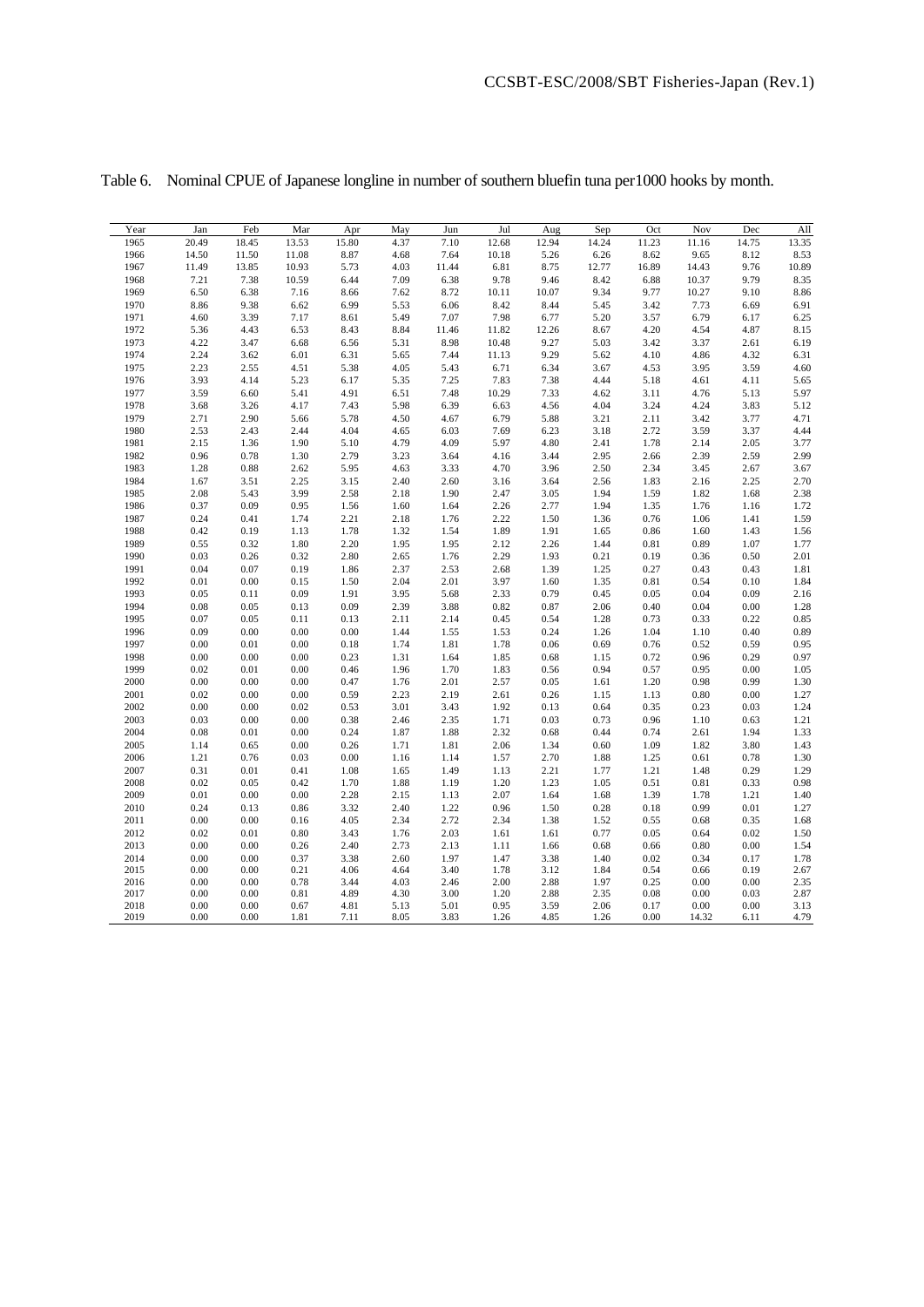Table 6. Nominal CPUE of Japanese longline in number of southern bluefin tuna per1000 hooks by month.

| Year | Jan | Feb | Mar | Apr | May | Jun | Jul | Aug | Sep | Oct | Nov | Dec | All |
|---|---|---|---|---|---|---|---|---|---|---|---|---|---|
| 1965 | 20.49 | 18.45 | 13.53 | 15.80 | 4.37 | 7.10 | 12.68 | 12.94 | 14.24 | 11.23 | 11.16 | 14.75 | 13.35 |
| 1966 | 14.50 | 11.50 | 11.08 | 8.87 | 4.68 | 7.64 | 10.18 | 5.26 | 6.26 | 8.62 | 9.65 | 8.12 | 8.53 |
| 1967 | 11.49 | 13.85 | 10.93 | 5.73 | 4.03 | 11.44 | 6.81 | 8.75 | 12.77 | 16.89 | 14.43 | 9.76 | 10.89 |
| 1968 | 7.21 | 7.38 | 10.59 | 6.44 | 7.09 | 6.38 | 9.78 | 9.46 | 8.42 | 6.88 | 10.37 | 9.79 | 8.35 |
| 1969 | 6.50 | 6.38 | 7.16 | 8.66 | 7.62 | 8.72 | 10.11 | 10.07 | 9.34 | 9.77 | 10.27 | 9.10 | 8.86 |
| 1970 | 8.86 | 9.38 | 6.62 | 6.99 | 5.53 | 6.06 | 8.42 | 8.44 | 5.45 | 3.42 | 7.73 | 6.69 | 6.91 |
| 1971 | 4.60 | 3.39 | 7.17 | 8.61 | 5.49 | 7.07 | 7.98 | 6.77 | 5.20 | 3.57 | 6.79 | 6.17 | 6.25 |
| 1972 | 5.36 | 4.43 | 6.53 | 8.43 | 8.84 | 11.46 | 11.82 | 12.26 | 8.67 | 4.20 | 4.54 | 4.87 | 8.15 |
| 1973 | 4.22 | 3.47 | 6.68 | 6.56 | 5.31 | 8.98 | 10.48 | 9.27 | 5.03 | 3.42 | 3.37 | 2.61 | 6.19 |
| 1974 | 2.24 | 3.62 | 6.01 | 6.31 | 5.65 | 7.44 | 11.13 | 9.29 | 5.62 | 4.10 | 4.86 | 4.32 | 6.31 |
| 1975 | 2.23 | 2.55 | 4.51 | 5.38 | 4.05 | 5.43 | 6.71 | 6.34 | 3.67 | 4.53 | 3.95 | 3.59 | 4.60 |
| 1976 | 3.93 | 4.14 | 5.23 | 6.17 | 5.35 | 7.25 | 7.83 | 7.38 | 4.44 | 5.18 | 4.61 | 4.11 | 5.65 |
| 1977 | 3.59 | 6.60 | 5.41 | 4.91 | 6.51 | 7.48 | 10.29 | 7.33 | 4.62 | 3.11 | 4.76 | 5.13 | 5.97 |
| 1978 | 3.68 | 3.26 | 4.17 | 7.43 | 5.98 | 6.39 | 6.63 | 4.56 | 4.04 | 3.24 | 4.24 | 3.83 | 5.12 |
| 1979 | 2.71 | 2.90 | 5.66 | 5.78 | 4.50 | 4.67 | 6.79 | 5.88 | 3.21 | 2.11 | 3.42 | 3.77 | 4.71 |
| 1980 | 2.53 | 2.43 | 2.44 | 4.04 | 4.65 | 6.03 | 7.69 | 6.23 | 3.18 | 2.72 | 3.59 | 3.37 | 4.44 |
| 1981 | 2.15 | 1.36 | 1.90 | 5.10 | 4.79 | 4.09 | 5.97 | 4.80 | 2.41 | 1.78 | 2.14 | 2.05 | 3.77 |
| 1982 | 0.96 | 0.78 | 1.30 | 2.79 | 3.23 | 3.64 | 4.16 | 3.44 | 2.95 | 2.66 | 2.39 | 2.59 | 2.99 |
| 1983 | 1.28 | 0.88 | 2.62 | 5.95 | 4.63 | 3.33 | 4.70 | 3.96 | 2.50 | 2.34 | 3.45 | 2.67 | 3.67 |
| 1984 | 1.67 | 3.51 | 2.25 | 3.15 | 2.40 | 2.60 | 3.16 | 3.64 | 2.56 | 1.83 | 2.16 | 2.25 | 2.70 |
| 1985 | 2.08 | 5.43 | 3.99 | 2.58 | 2.18 | 1.90 | 2.47 | 3.05 | 1.94 | 1.59 | 1.82 | 1.68 | 2.38 |
| 1986 | 0.37 | 0.09 | 0.95 | 1.56 | 1.60 | 1.64 | 2.26 | 2.77 | 1.94 | 1.35 | 1.76 | 1.16 | 1.72 |
| 1987 | 0.24 | 0.41 | 1.74 | 2.21 | 2.18 | 1.76 | 2.22 | 1.50 | 1.36 | 0.76 | 1.06 | 1.41 | 1.59 |
| 1988 | 0.42 | 0.19 | 1.13 | 1.78 | 1.32 | 1.54 | 1.89 | 1.91 | 1.65 | 0.86 | 1.60 | 1.43 | 1.56 |
| 1989 | 0.55 | 0.32 | 1.80 | 2.20 | 1.95 | 1.95 | 2.12 | 2.26 | 1.44 | 0.81 | 0.89 | 1.07 | 1.77 |
| 1990 | 0.03 | 0.26 | 0.32 | 2.80 | 2.65 | 1.76 | 2.29 | 1.93 | 0.21 | 0.19 | 0.36 | 0.50 | 2.01 |
| 1991 | 0.04 | 0.07 | 0.19 | 1.86 | 2.37 | 2.53 | 2.68 | 1.39 | 1.25 | 0.27 | 0.43 | 0.43 | 1.81 |
| 1992 | 0.01 | 0.00 | 0.15 | 1.50 | 2.04 | 2.01 | 3.97 | 1.60 | 1.35 | 0.81 | 0.54 | 0.10 | 1.84 |
| 1993 | 0.05 | 0.11 | 0.09 | 1.91 | 3.95 | 5.68 | 2.33 | 0.79 | 0.45 | 0.05 | 0.04 | 0.09 | 2.16 |
| 1994 | 0.08 | 0.05 | 0.13 | 0.09 | 2.39 | 3.88 | 0.82 | 0.87 | 2.06 | 0.40 | 0.04 | 0.00 | 1.28 |
| 1995 | 0.07 | 0.05 | 0.11 | 0.13 | 2.11 | 2.14 | 0.45 | 0.54 | 1.28 | 0.73 | 0.33 | 0.22 | 0.85 |
| 1996 | 0.09 | 0.00 | 0.00 | 0.00 | 1.44 | 1.55 | 1.53 | 0.24 | 1.26 | 1.04 | 1.10 | 0.40 | 0.89 |
| 1997 | 0.00 | 0.01 | 0.00 | 0.18 | 1.74 | 1.81 | 1.78 | 0.06 | 0.69 | 0.76 | 0.52 | 0.59 | 0.95 |
| 1998 | 0.00 | 0.00 | 0.00 | 0.23 | 1.31 | 1.64 | 1.85 | 0.68 | 1.15 | 0.72 | 0.96 | 0.29 | 0.97 |
| 1999 | 0.02 | 0.01 | 0.00 | 0.46 | 1.96 | 1.70 | 1.83 | 0.56 | 0.94 | 0.57 | 0.95 | 0.00 | 1.05 |
| 2000 | 0.00 | 0.00 | 0.00 | 0.47 | 1.76 | 2.01 | 2.57 | 0.05 | 1.61 | 1.20 | 0.98 | 0.99 | 1.30 |
| 2001 | 0.02 | 0.00 | 0.00 | 0.59 | 2.23 | 2.19 | 2.61 | 0.26 | 1.15 | 1.13 | 0.80 | 0.00 | 1.27 |
| 2002 | 0.00 | 0.00 | 0.02 | 0.53 | 3.01 | 3.43 | 1.92 | 0.13 | 0.64 | 0.35 | 0.23 | 0.03 | 1.24 |
| 2003 | 0.03 | 0.00 | 0.00 | 0.38 | 2.46 | 2.35 | 1.71 | 0.03 | 0.73 | 0.96 | 1.10 | 0.63 | 1.21 |
| 2004 | 0.08 | 0.01 | 0.00 | 0.24 | 1.87 | 1.88 | 2.32 | 0.68 | 0.44 | 0.74 | 2.61 | 1.94 | 1.33 |
| 2005 | 1.14 | 0.65 | 0.00 | 0.26 | 1.71 | 1.81 | 2.06 | 1.34 | 0.60 | 1.09 | 1.82 | 3.80 | 1.43 |
| 2006 | 1.21 | 0.76 | 0.03 | 0.00 | 1.16 | 1.14 | 1.57 | 2.70 | 1.88 | 1.25 | 0.61 | 0.78 | 1.30 |
| 2007 | 0.31 | 0.01 | 0.41 | 1.08 | 1.65 | 1.49 | 1.13 | 2.21 | 1.77 | 1.21 | 1.48 | 0.29 | 1.29 |
| 2008 | 0.02 | 0.05 | 0.42 | 1.70 | 1.88 | 1.19 | 1.20 | 1.23 | 1.05 | 0.51 | 0.81 | 0.33 | 0.98 |
| 2009 | 0.01 | 0.00 | 0.00 | 2.28 | 2.15 | 1.13 | 2.07 | 1.64 | 1.68 | 1.39 | 1.78 | 1.21 | 1.40 |
| 2010 | 0.24 | 0.13 | 0.86 | 3.32 | 2.40 | 1.22 | 0.96 | 1.50 | 0.28 | 0.18 | 0.99 | 0.01 | 1.27 |
| 2011 | 0.00 | 0.00 | 0.16 | 4.05 | 2.34 | 2.72 | 2.34 | 1.38 | 1.52 | 0.55 | 0.68 | 0.35 | 1.68 |
| 2012 | 0.02 | 0.01 | 0.80 | 3.43 | 1.76 | 2.03 | 1.61 | 1.61 | 0.77 | 0.05 | 0.64 | 0.02 | 1.50 |
| 2013 | 0.00 | 0.00 | 0.26 | 2.40 | 2.73 | 2.13 | 1.11 | 1.66 | 0.68 | 0.66 | 0.80 | 0.00 | 1.54 |
| 2014 | 0.00 | 0.00 | 0.37 | 3.38 | 2.60 | 1.97 | 1.47 | 3.38 | 1.40 | 0.02 | 0.34 | 0.17 | 1.78 |
| 2015 | 0.00 | 0.00 | 0.21 | 4.06 | 4.64 | 3.40 | 1.78 | 3.12 | 1.84 | 0.54 | 0.66 | 0.19 | 2.67 |
| 2016 | 0.00 | 0.00 | 0.78 | 3.44 | 4.03 | 2.46 | 2.00 | 2.88 | 1.97 | 0.25 | 0.00 | 0.00 | 2.35 |
| 2017 | 0.00 | 0.00 | 0.81 | 4.89 | 4.30 | 3.00 | 1.20 | 2.88 | 2.35 | 0.08 | 0.00 | 0.03 | 2.87 |
| 2018 | 0.00 | 0.00 | 0.67 | 4.81 | 5.13 | 5.01 | 0.95 | 3.59 | 2.06 | 0.17 | 0.00 | 0.00 | 3.13 |
| 2019 | 0.00 | 0.00 | 1.81 | 7.11 | 8.05 | 3.83 | 1.26 | 4.85 | 1.26 | 0.00 | 14.32 | 6.11 | 4.79 |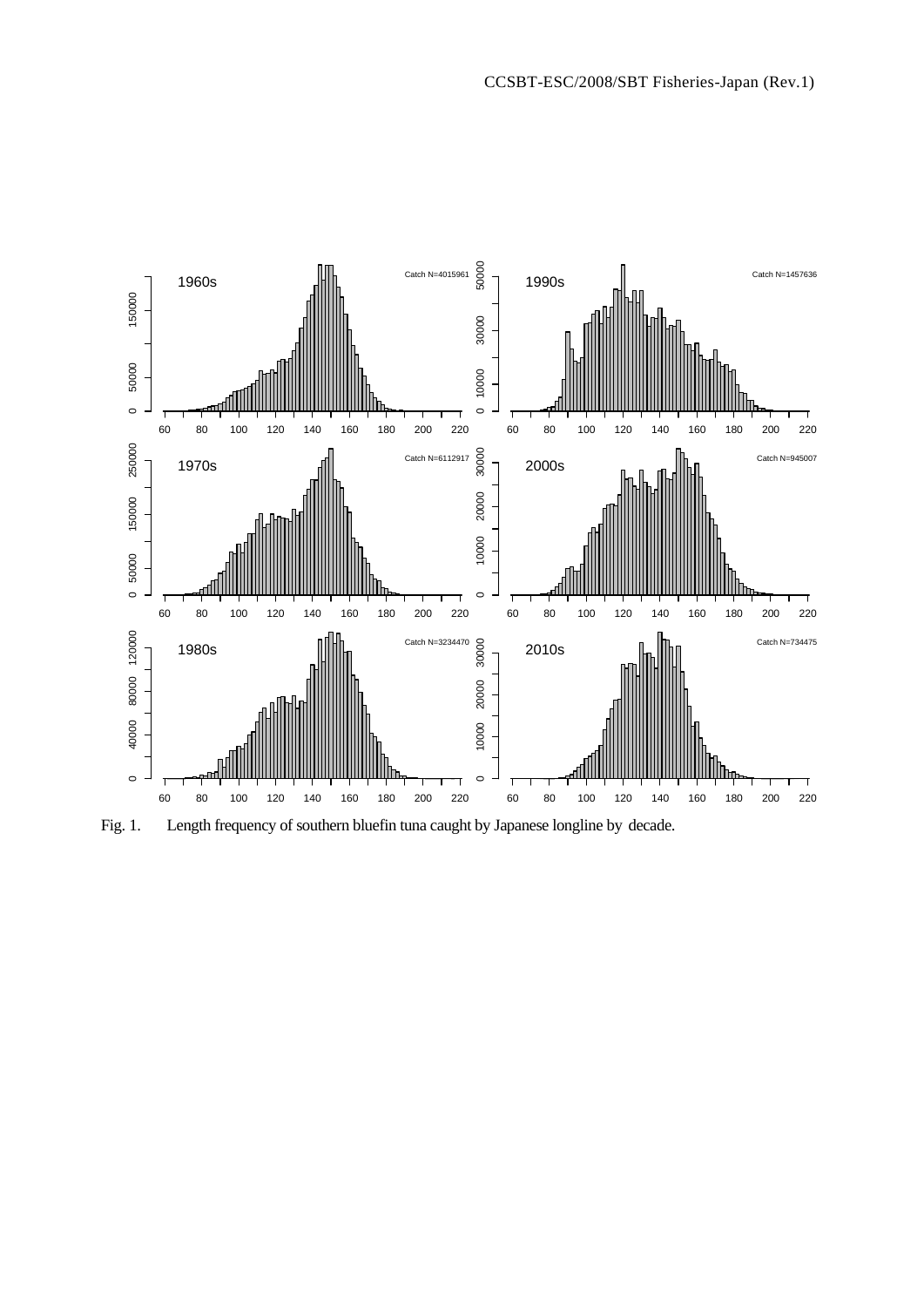Fig. 1. Length frequency of southern bluefin tuna caught by Japanese longline by decade.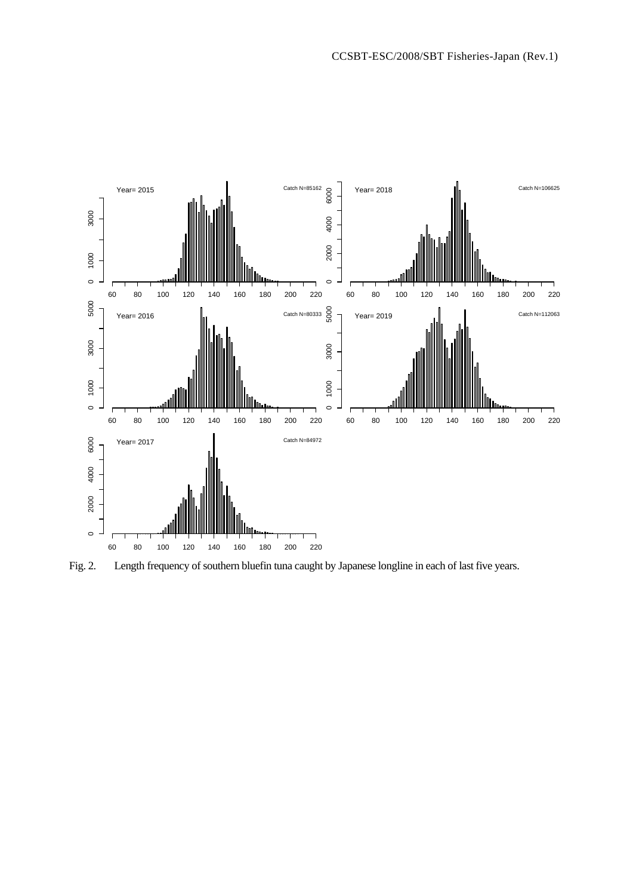Fig. 2. Length frequency of southern bluefin tuna caught by Japanese longline in each of last five years.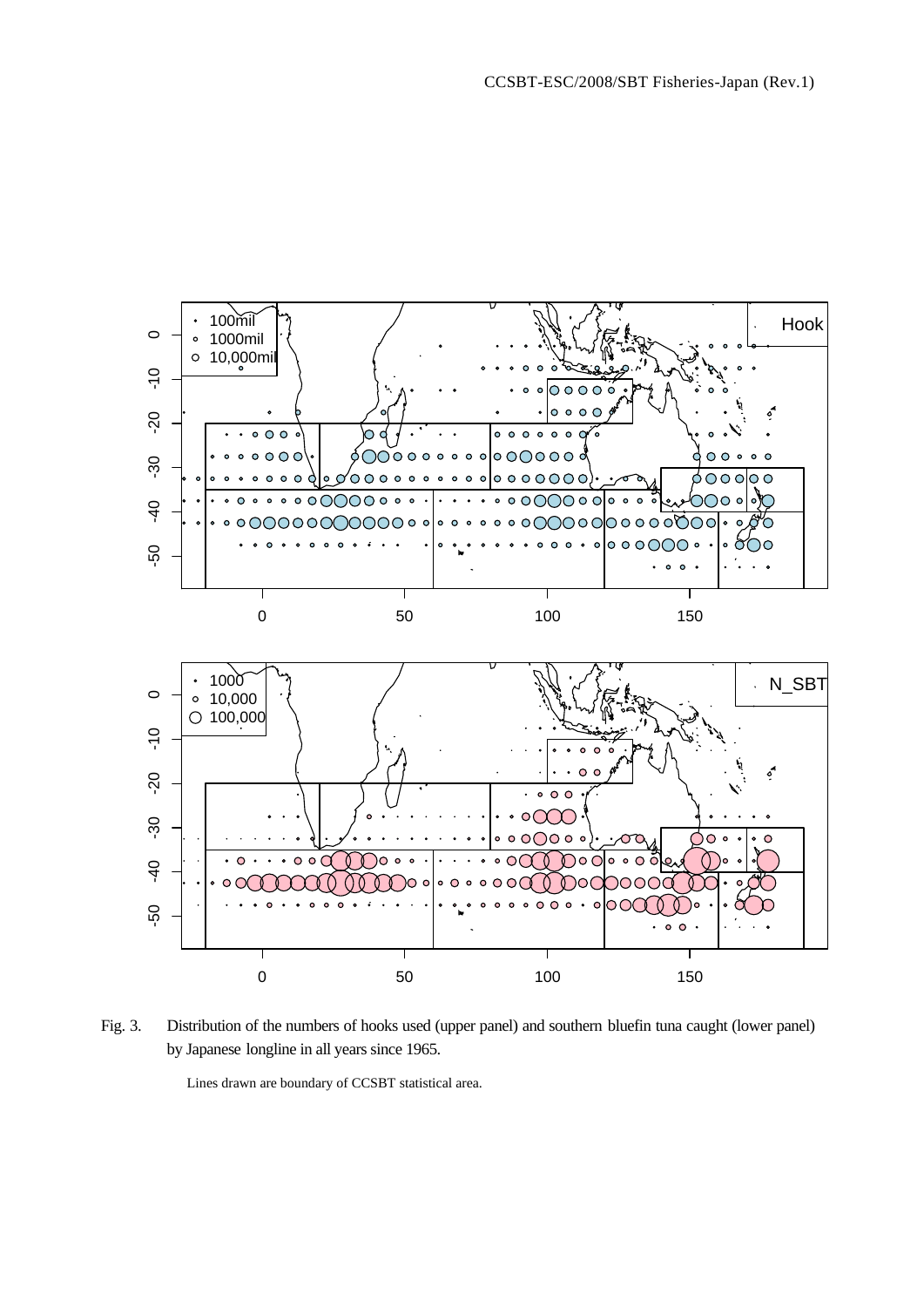Fig. 3. Distribution of the numbers of hooks used (upper panel) and southern bluefin tuna caught (lower panel) by Japanese longline in all years since 1965.

Lines drawn are boundary of CCSBT statistical area.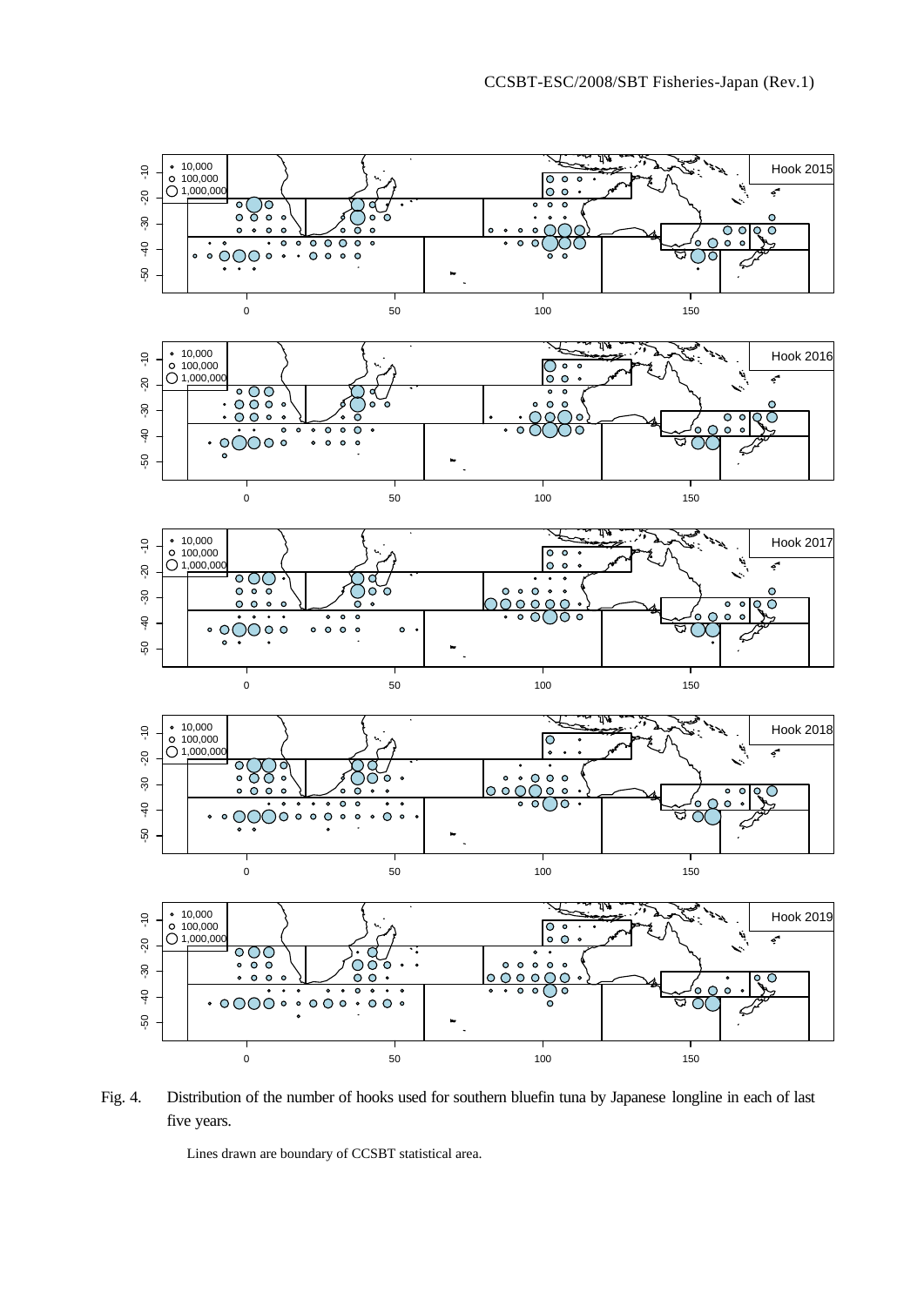Fig. 4. Distribution of the number of hooks used for southern bluefin tuna by Japanese longline in each of last five years.

Lines drawn are boundary of CCSBT statistical area.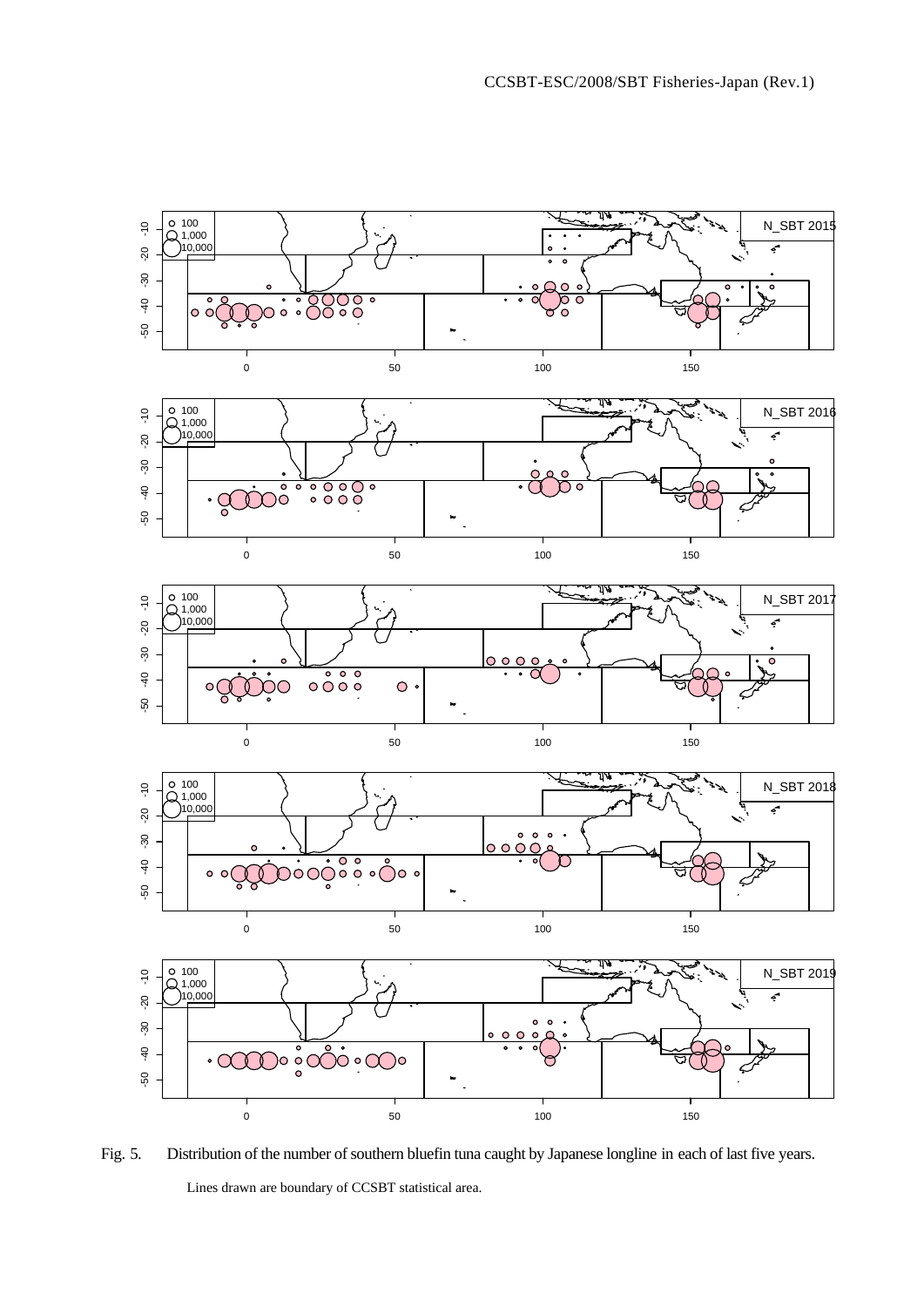100
1,000
10,000
N_SBT 2015

-10
-20
-30
-40
-50

0
50
100
150

100
1,000
10,000
N_SBT 2016

-10
-20
-30
-40
-50

0
50
100
150

100
1,000
10,000
N_SBT 2017

-10
-20
-30
-40
-50

0
50
100
150

100
1,000
10,000
N_SBT 2018

-10
-20
-30
-40
-50

0
50
100
150

100
1,000
10,000
N_SBT 2019

-10
-20
-30
-40
-50

0
50
100
150

Fig. 5. Distribution of the number of southern bluefin tuna caught by Japanese longline in each of last five years.

Lines drawn are boundary of CCSBT statistical area.